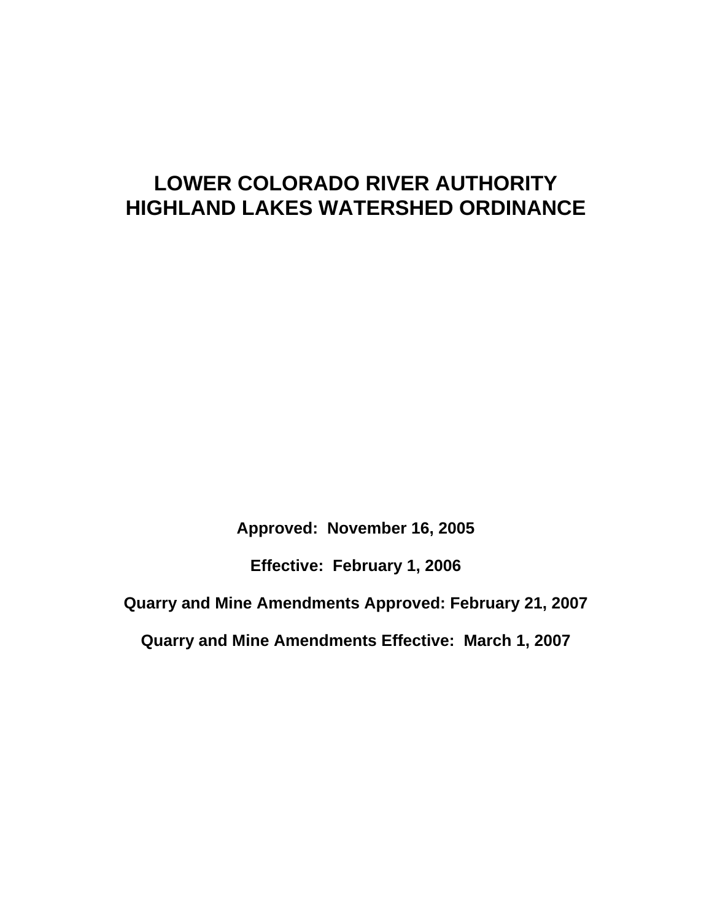# LOWER COLORADO RIVER AUTHORITY HIGHLAND LAKES WATERSHED ORDINANCE

**Approved: November 16, 2005**

**Effective: February 1, 2006**

**Quarry and Mine Amendments Approved: February 21, 2007**

**Quarry and Mine Amendments Effective: March 1, 2007**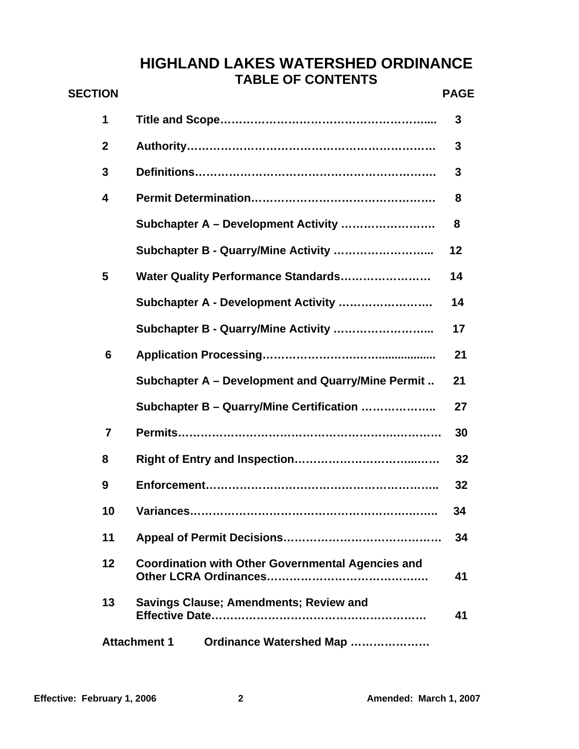# HIGHLAND LAKES WATERSHED ORDINANCE

## TABLE OF CONTENTS

| SECTION | | PAGE |
|---|---|---|
| 1 | Title and Scope | 3 |
| 2 | Authority | 3 |
| 3 | Definitions | 3 |
| 4 | Permit Determination | 8 |
| | Subchapter A – Development Activity | 8 |
| | Subchapter B - Quarry/Mine Activity | 12 |
| 5 | Water Quality Performance Standards | 14 |
| | Subchapter A - Development Activity | 14 |
| | Subchapter B - Quarry/Mine Activity | 17 |
| 6 | Application Processing | 21 |
| | Subchapter A – Development and Quarry/Mine Permit | 21 |
| | Subchapter B – Quarry/Mine Certification | 27 |
| 7 | Permits | 30 |
| 8 | Right of Entry and Inspection | 32 |
| 9 | Enforcement | 32 |
| 10 | Variances | 34 |
| 11 | Appeal of Permit Decisions | 34 |
| 12 | Coordination with Other Governmental Agencies and Other LCRA Ordinances | 41 |
| 13 | Savings Clause; Amendments; Review and Effective Date | 41 |
| Attachment 1 | Ordinance Watershed Map | |

Effective: February 1, 2006 Amended: March 1, 2007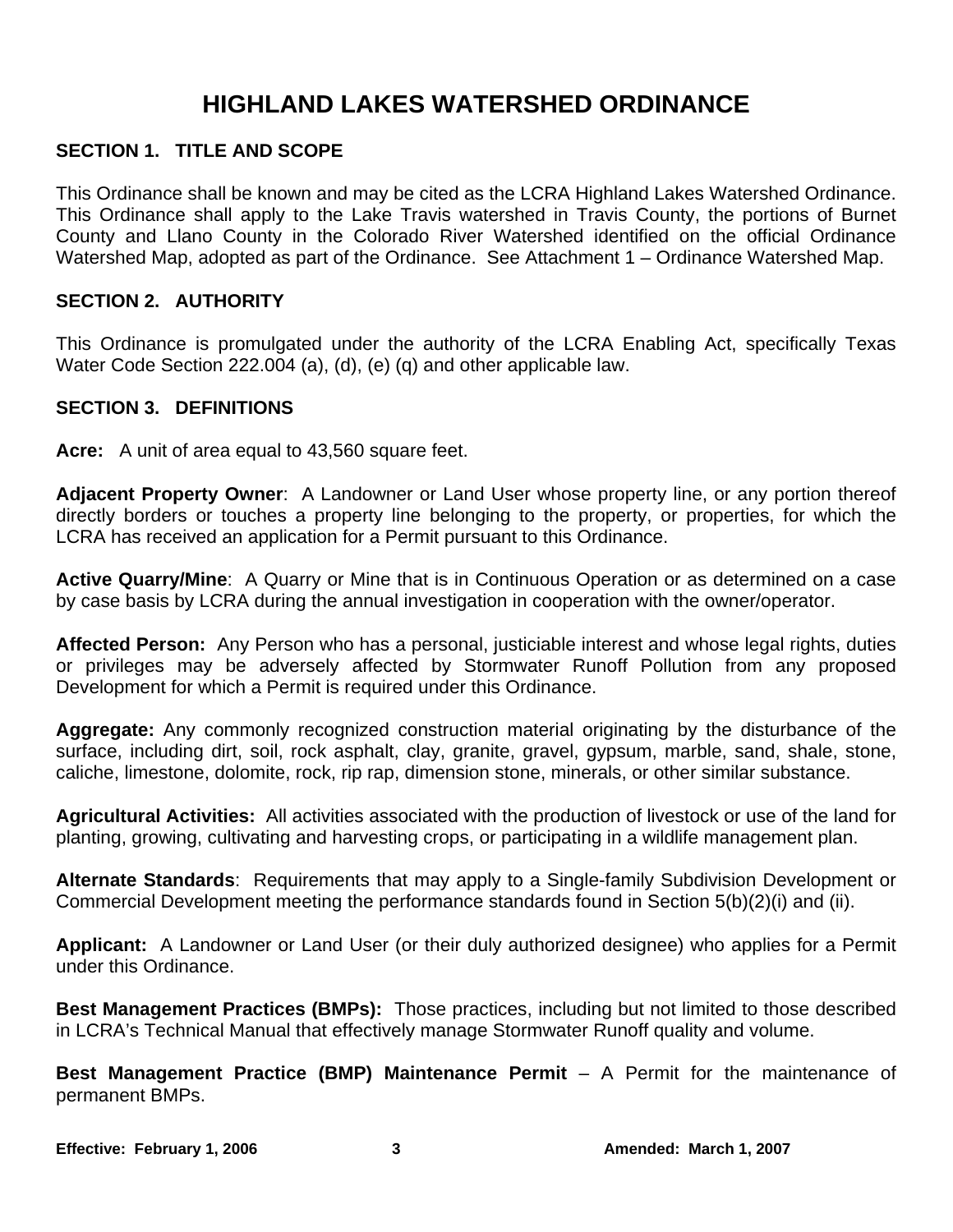# HIGHLAND LAKES WATERSHED ORDINANCE

## SECTION 1. TITLE AND SCOPE

This Ordinance shall be known and may be cited as the LCRA Highland Lakes Watershed Ordinance. This Ordinance shall apply to the Lake Travis watershed in Travis County, the portions of Burnet County and Llano County in the Colorado River Watershed identified on the official Ordinance Watershed Map, adopted as part of the Ordinance. See Attachment 1 – Ordinance Watershed Map.

## SECTION 2. AUTHORITY

This Ordinance is promulgated under the authority of the LCRA Enabling Act, specifically Texas Water Code Section 222.004 (a), (d), (e) (q) and other applicable law.

## SECTION 3. DEFINITIONS

**Acre:** A unit of area equal to 43,560 square feet.

**Adjacent Property Owner**: A Landowner or Land User whose property line, or any portion thereof directly borders or touches a property line belonging to the property, or properties, for which the LCRA has received an application for a Permit pursuant to this Ordinance.

**Active Quarry/Mine**: A Quarry or Mine that is in Continuous Operation or as determined on a case by case basis by LCRA during the annual investigation in cooperation with the owner/operator.

**Affected Person:** Any Person who has a personal, justiciable interest and whose legal rights, duties or privileges may be adversely affected by Stormwater Runoff Pollution from any proposed Development for which a Permit is required under this Ordinance.

**Aggregate:** Any commonly recognized construction material originating by the disturbance of the surface, including dirt, soil, rock asphalt, clay, granite, gravel, gypsum, marble, sand, shale, stone, caliche, limestone, dolomite, rock, rip rap, dimension stone, minerals, or other similar substance.

**Agricultural Activities:** All activities associated with the production of livestock or use of the land for planting, growing, cultivating and harvesting crops, or participating in a wildlife management plan.

**Alternate Standards**: Requirements that may apply to a Single-family Subdivision Development or Commercial Development meeting the performance standards found in Section 5(b)(2)(i) and (ii).

**Applicant:** A Landowner or Land User (or their duly authorized designee) who applies for a Permit under this Ordinance.

**Best Management Practices (BMPs):** Those practices, including but not limited to those described in LCRA's Technical Manual that effectively manage Stormwater Runoff quality and volume.

**Best Management Practice (BMP) Maintenance Permit** – A Permit for the maintenance of permanent BMPs.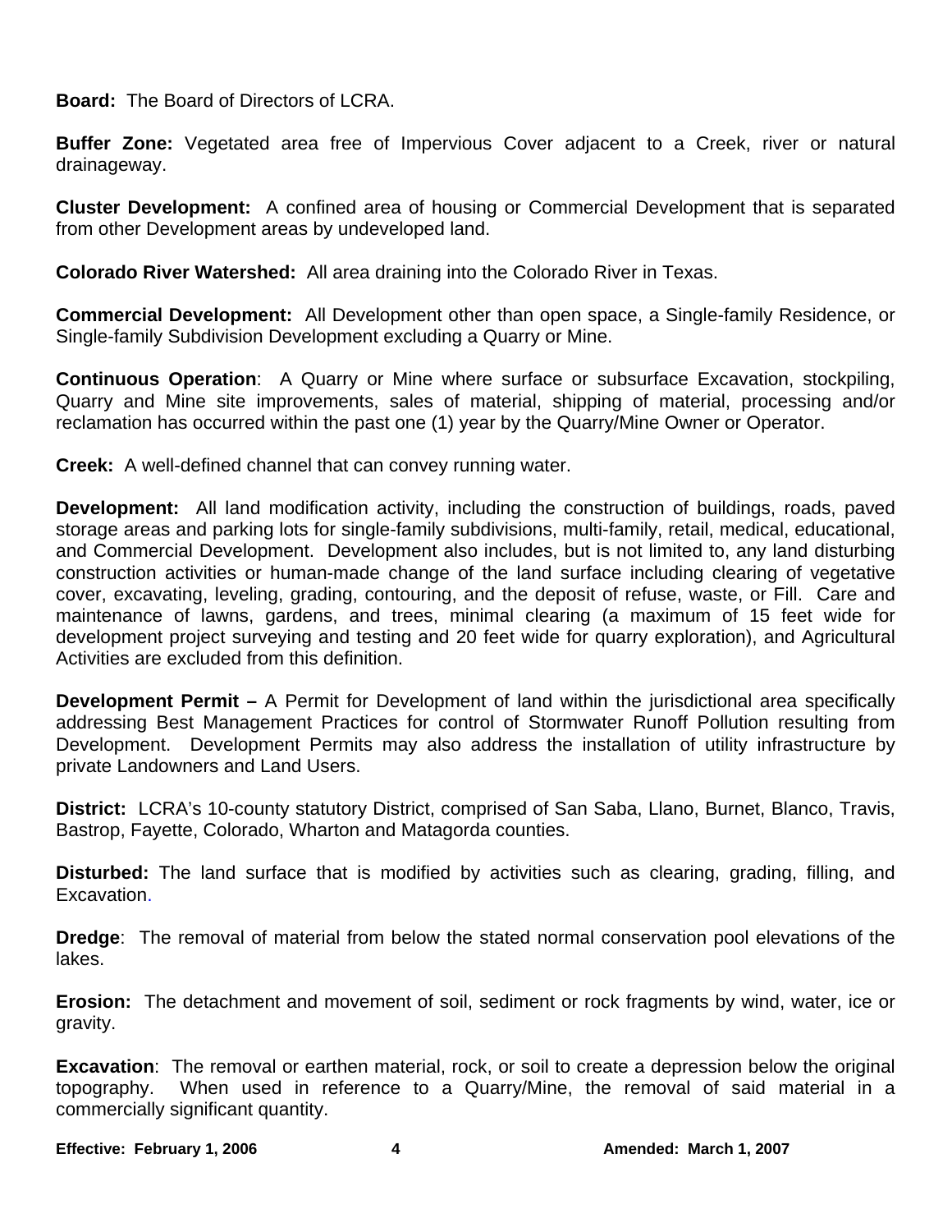**Board:** The Board of Directors of LCRA.

**Buffer Zone:** Vegetated area free of Impervious Cover adjacent to a Creek, river or natural drainageway.

**Cluster Development:** A confined area of housing or Commercial Development that is separated from other Development areas by undeveloped land.

**Colorado River Watershed:** All area draining into the Colorado River in Texas.

**Commercial Development:** All Development other than open space, a Single-family Residence, or Single-family Subdivision Development excluding a Quarry or Mine.

**Continuous Operation**: A Quarry or Mine where surface or subsurface Excavation, stockpiling, Quarry and Mine site improvements, sales of material, shipping of material, processing and/or reclamation has occurred within the past one (1) year by the Quarry/Mine Owner or Operator.

**Creek:** A well-defined channel that can convey running water.

**Development:** All land modification activity, including the construction of buildings, roads, paved storage areas and parking lots for single-family subdivisions, multi-family, retail, medical, educational, and Commercial Development. Development also includes, but is not limited to, any land disturbing construction activities or human-made change of the land surface including clearing of vegetative cover, excavating, leveling, grading, contouring, and the deposit of refuse, waste, or Fill. Care and maintenance of lawns, gardens, and trees, minimal clearing (a maximum of 15 feet wide for development project surveying and testing and 20 feet wide for quarry exploration), and Agricultural Activities are excluded from this definition.

**Development Permit –** A Permit for Development of land within the jurisdictional area specifically addressing Best Management Practices for control of Stormwater Runoff Pollution resulting from Development. Development Permits may also address the installation of utility infrastructure by private Landowners and Land Users.

**District:** LCRA's 10-county statutory District, comprised of San Saba, Llano, Burnet, Blanco, Travis, Bastrop, Fayette, Colorado, Wharton and Matagorda counties.

**Disturbed:** The land surface that is modified by activities such as clearing, grading, filling, and Excavation.

**Dredge**: The removal of material from below the stated normal conservation pool elevations of the lakes.

**Erosion:** The detachment and movement of soil, sediment or rock fragments by wind, water, ice or gravity.

**Excavation**: The removal or earthen material, rock, or soil to create a depression below the original topography. When used in reference to a Quarry/Mine, the removal of said material in a commercially significant quantity.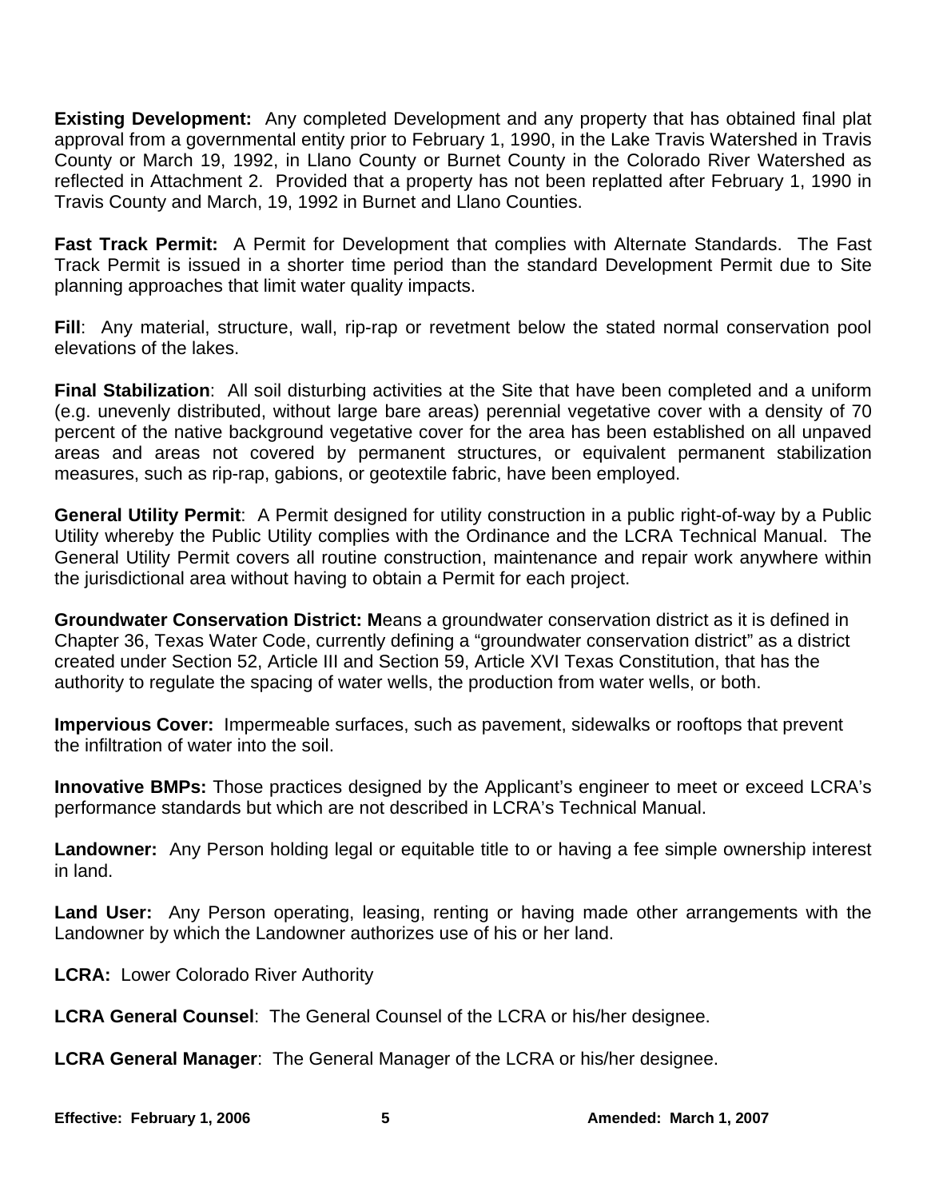**Existing Development:** Any completed Development and any property that has obtained final plat approval from a governmental entity prior to February 1, 1990, in the Lake Travis Watershed in Travis County or March 19, 1992, in Llano County or Burnet County in the Colorado River Watershed as reflected in Attachment 2. Provided that a property has not been replatted after February 1, 1990 in Travis County and March, 19, 1992 in Burnet and Llano Counties.

**Fast Track Permit:** A Permit for Development that complies with Alternate Standards. The Fast Track Permit is issued in a shorter time period than the standard Development Permit due to Site planning approaches that limit water quality impacts.

**Fill**: Any material, structure, wall, rip-rap or revetment below the stated normal conservation pool elevations of the lakes.

**Final Stabilization**: All soil disturbing activities at the Site that have been completed and a uniform (e.g. unevenly distributed, without large bare areas) perennial vegetative cover with a density of 70 percent of the native background vegetative cover for the area has been established on all unpaved areas and areas not covered by permanent structures, or equivalent permanent stabilization measures, such as rip-rap, gabions, or geotextile fabric, have been employed.

**General Utility Permit**: A Permit designed for utility construction in a public right-of-way by a Public Utility whereby the Public Utility complies with the Ordinance and the LCRA Technical Manual. The General Utility Permit covers all routine construction, maintenance and repair work anywhere within the jurisdictional area without having to obtain a Permit for each project.

**Groundwater Conservation District: M**eans a groundwater conservation district as it is defined in Chapter 36, Texas Water Code, currently defining a "groundwater conservation district" as a district created under Section 52, Article III and Section 59, Article XVI Texas Constitution, that has the authority to regulate the spacing of water wells, the production from water wells, or both.

**Impervious Cover:** Impermeable surfaces, such as pavement, sidewalks or rooftops that prevent the infiltration of water into the soil.

**Innovative BMPs:** Those practices designed by the Applicant's engineer to meet or exceed LCRA's performance standards but which are not described in LCRA's Technical Manual.

**Landowner:** Any Person holding legal or equitable title to or having a fee simple ownership interest in land.

**Land User:** Any Person operating, leasing, renting or having made other arrangements with the Landowner by which the Landowner authorizes use of his or her land.

**LCRA:** Lower Colorado River Authority

**LCRA General Counsel**: The General Counsel of the LCRA or his/her designee.

**LCRA General Manager**: The General Manager of the LCRA or his/her designee.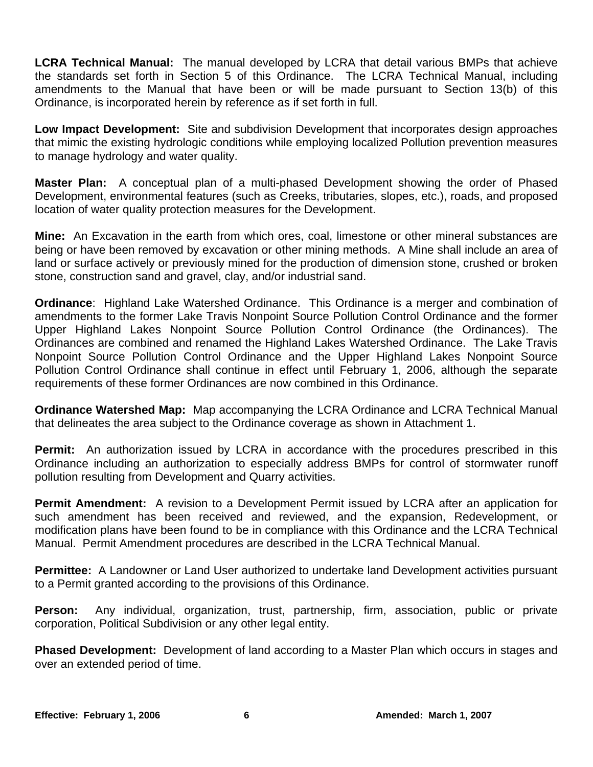**LCRA Technical Manual:** The manual developed by LCRA that detail various BMPs that achieve the standards set forth in Section 5 of this Ordinance. The LCRA Technical Manual, including amendments to the Manual that have been or will be made pursuant to Section 13(b) of this Ordinance, is incorporated herein by reference as if set forth in full.

**Low Impact Development:** Site and subdivision Development that incorporates design approaches that mimic the existing hydrologic conditions while employing localized Pollution prevention measures to manage hydrology and water quality.

**Master Plan:** A conceptual plan of a multi-phased Development showing the order of Phased Development, environmental features (such as Creeks, tributaries, slopes, etc.), roads, and proposed location of water quality protection measures for the Development.

**Mine:** An Excavation in the earth from which ores, coal, limestone or other mineral substances are being or have been removed by excavation or other mining methods. A Mine shall include an area of land or surface actively or previously mined for the production of dimension stone, crushed or broken stone, construction sand and gravel, clay, and/or industrial sand.

**Ordinance**: Highland Lake Watershed Ordinance. This Ordinance is a merger and combination of amendments to the former Lake Travis Nonpoint Source Pollution Control Ordinance and the former Upper Highland Lakes Nonpoint Source Pollution Control Ordinance (the Ordinances). The Ordinances are combined and renamed the Highland Lakes Watershed Ordinance. The Lake Travis Nonpoint Source Pollution Control Ordinance and the Upper Highland Lakes Nonpoint Source Pollution Control Ordinance shall continue in effect until February 1, 2006, although the separate requirements of these former Ordinances are now combined in this Ordinance.

**Ordinance Watershed Map:** Map accompanying the LCRA Ordinance and LCRA Technical Manual that delineates the area subject to the Ordinance coverage as shown in Attachment 1.

**Permit:** An authorization issued by LCRA in accordance with the procedures prescribed in this Ordinance including an authorization to especially address BMPs for control of stormwater runoff pollution resulting from Development and Quarry activities.

**Permit Amendment:** A revision to a Development Permit issued by LCRA after an application for such amendment has been received and reviewed, and the expansion, Redevelopment, or modification plans have been found to be in compliance with this Ordinance and the LCRA Technical Manual. Permit Amendment procedures are described in the LCRA Technical Manual.

**Permittee:** A Landowner or Land User authorized to undertake land Development activities pursuant to a Permit granted according to the provisions of this Ordinance.

**Person:** Any individual, organization, trust, partnership, firm, association, public or private corporation, Political Subdivision or any other legal entity.

**Phased Development:** Development of land according to a Master Plan which occurs in stages and over an extended period of time.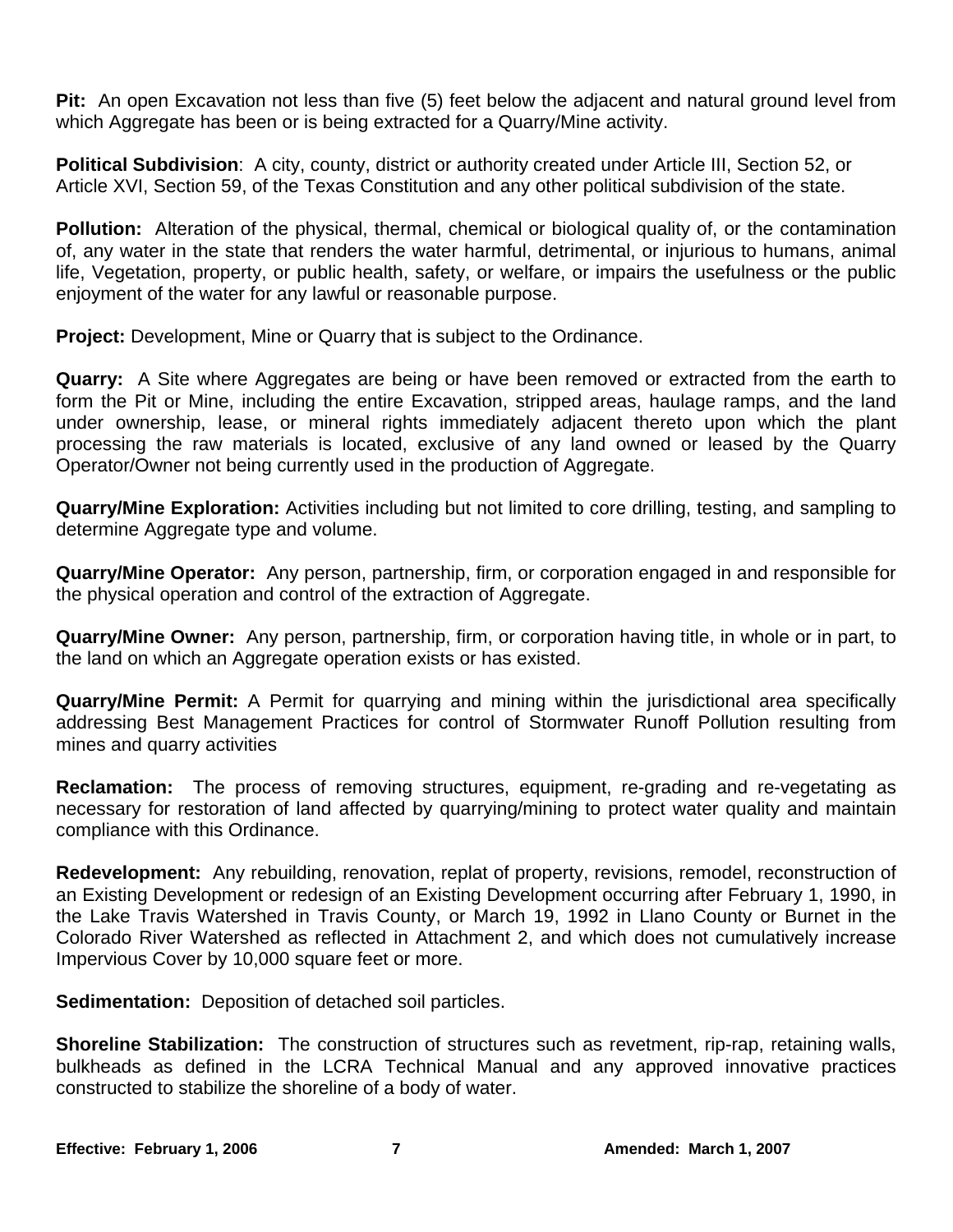**Pit:** An open Excavation not less than five (5) feet below the adjacent and natural ground level from which Aggregate has been or is being extracted for a Quarry/Mine activity.

**Political Subdivision**: A city, county, district or authority created under Article III, Section 52, or Article XVI, Section 59, of the Texas Constitution and any other political subdivision of the state.

**Pollution:** Alteration of the physical, thermal, chemical or biological quality of, or the contamination of, any water in the state that renders the water harmful, detrimental, or injurious to humans, animal life, Vegetation, property, or public health, safety, or welfare, or impairs the usefulness or the public enjoyment of the water for any lawful or reasonable purpose.

**Project:** Development, Mine or Quarry that is subject to the Ordinance.

**Quarry:** A Site where Aggregates are being or have been removed or extracted from the earth to form the Pit or Mine, including the entire Excavation, stripped areas, haulage ramps, and the land under ownership, lease, or mineral rights immediately adjacent thereto upon which the plant processing the raw materials is located, exclusive of any land owned or leased by the Quarry Operator/Owner not being currently used in the production of Aggregate.

**Quarry/Mine Exploration:** Activities including but not limited to core drilling, testing, and sampling to determine Aggregate type and volume.

**Quarry/Mine Operator:** Any person, partnership, firm, or corporation engaged in and responsible for the physical operation and control of the extraction of Aggregate.

**Quarry/Mine Owner:** Any person, partnership, firm, or corporation having title, in whole or in part, to the land on which an Aggregate operation exists or has existed.

**Quarry/Mine Permit:** A Permit for quarrying and mining within the jurisdictional area specifically addressing Best Management Practices for control of Stormwater Runoff Pollution resulting from mines and quarry activities

**Reclamation:** The process of removing structures, equipment, re-grading and re-vegetating as necessary for restoration of land affected by quarrying/mining to protect water quality and maintain compliance with this Ordinance.

**Redevelopment:** Any rebuilding, renovation, replat of property, revisions, remodel, reconstruction of an Existing Development or redesign of an Existing Development occurring after February 1, 1990, in the Lake Travis Watershed in Travis County, or March 19, 1992 in Llano County or Burnet in the Colorado River Watershed as reflected in Attachment 2, and which does not cumulatively increase Impervious Cover by 10,000 square feet or more.

**Sedimentation:** Deposition of detached soil particles.

**Shoreline Stabilization:** The construction of structures such as revetment, rip-rap, retaining walls, bulkheads as defined in the LCRA Technical Manual and any approved innovative practices constructed to stabilize the shoreline of a body of water.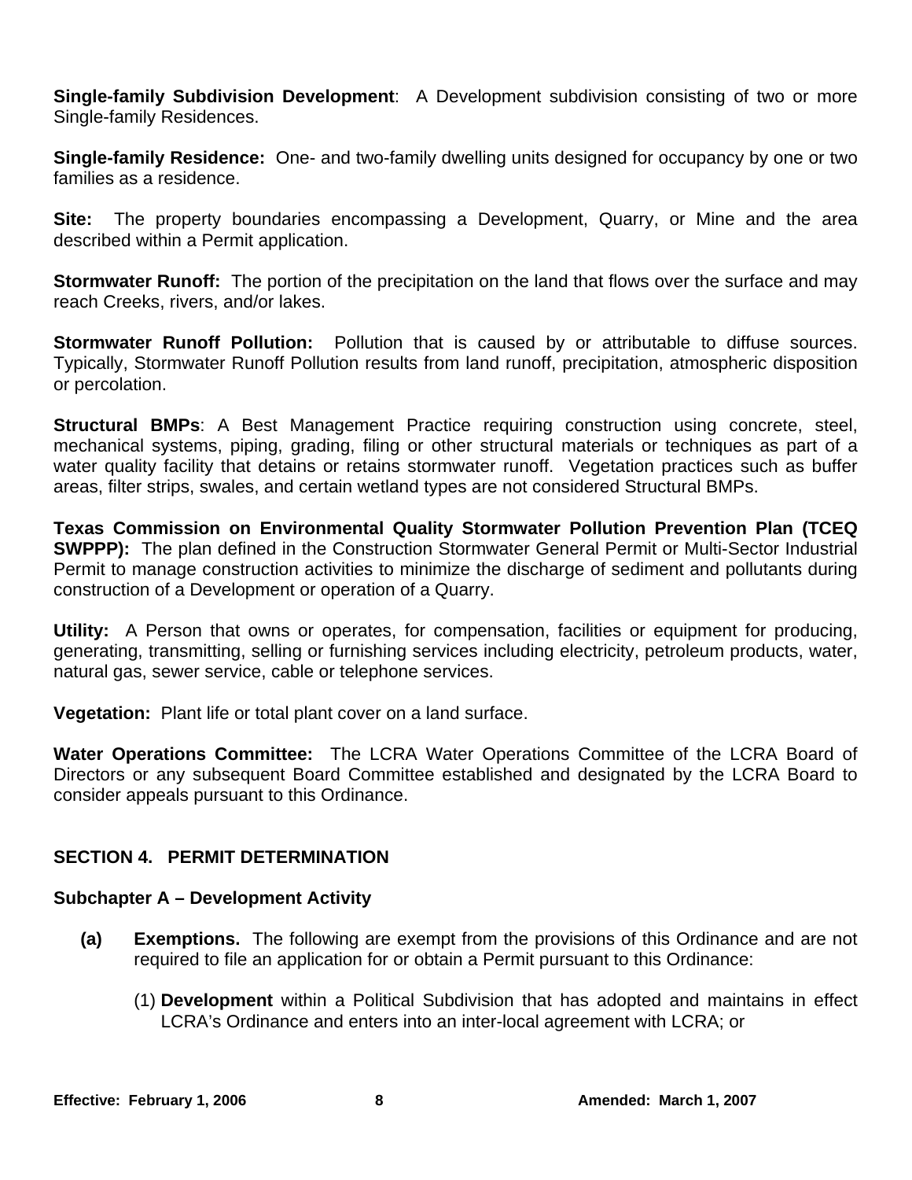**Single-family Subdivision Development**: A Development subdivision consisting of two or more Single-family Residences.

**Single-family Residence:** One- and two-family dwelling units designed for occupancy by one or two families as a residence.

**Site:** The property boundaries encompassing a Development, Quarry, or Mine and the area described within a Permit application.

**Stormwater Runoff:** The portion of the precipitation on the land that flows over the surface and may reach Creeks, rivers, and/or lakes.

**Stormwater Runoff Pollution:** Pollution that is caused by or attributable to diffuse sources. Typically, Stormwater Runoff Pollution results from land runoff, precipitation, atmospheric disposition or percolation.

**Structural BMPs**: A Best Management Practice requiring construction using concrete, steel, mechanical systems, piping, grading, filing or other structural materials or techniques as part of a water quality facility that detains or retains stormwater runoff. Vegetation practices such as buffer areas, filter strips, swales, and certain wetland types are not considered Structural BMPs.

**Texas Commission on Environmental Quality Stormwater Pollution Prevention Plan (TCEQ SWPPP):** The plan defined in the Construction Stormwater General Permit or Multi-Sector Industrial Permit to manage construction activities to minimize the discharge of sediment and pollutants during construction of a Development or operation of a Quarry.

**Utility:** A Person that owns or operates, for compensation, facilities or equipment for producing, generating, transmitting, selling or furnishing services including electricity, petroleum products, water, natural gas, sewer service, cable or telephone services.

**Vegetation:** Plant life or total plant cover on a land surface.

**Water Operations Committee:** The LCRA Water Operations Committee of the LCRA Board of Directors or any subsequent Board Committee established and designated by the LCRA Board to consider appeals pursuant to this Ordinance.

## SECTION 4. PERMIT DETERMINATION

### Subchapter A – Development Activity

**(a) Exemptions.** The following are exempt from the provisions of this Ordinance and are not required to file an application for or obtain a Permit pursuant to this Ordinance:

(1) **Development** within a Political Subdivision that has adopted and maintains in effect LCRA's Ordinance and enters into an inter-local agreement with LCRA; or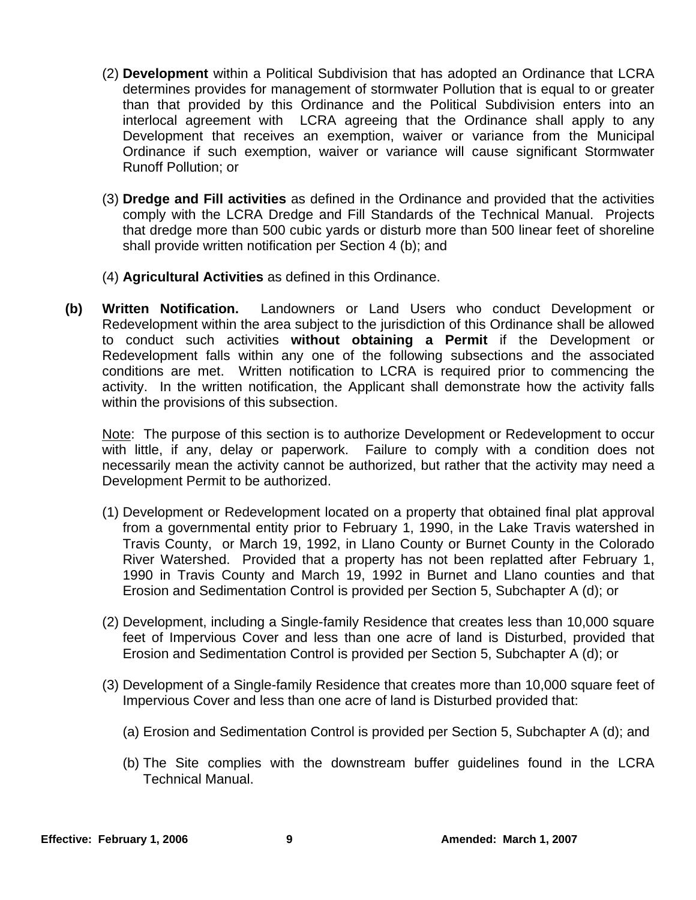(2) **Development** within a Political Subdivision that has adopted an Ordinance that LCRA determines provides for management of stormwater Pollution that is equal to or greater than that provided by this Ordinance and the Political Subdivision enters into an interlocal agreement with LCRA agreeing that the Ordinance shall apply to any Development that receives an exemption, waiver or variance from the Municipal Ordinance if such exemption, waiver or variance will cause significant Stormwater Runoff Pollution; or

(3) **Dredge and Fill activities** as defined in the Ordinance and provided that the activities comply with the LCRA Dredge and Fill Standards of the Technical Manual. Projects that dredge more than 500 cubic yards or disturb more than 500 linear feet of shoreline shall provide written notification per Section 4 (b); and

(4) **Agricultural Activities** as defined in this Ordinance.

**(b) Written Notification.** Landowners or Land Users who conduct Development or Redevelopment within the area subject to the jurisdiction of this Ordinance shall be allowed to conduct such activities **without obtaining a Permit** if the Development or Redevelopment falls within any one of the following subsections and the associated conditions are met. Written notification to LCRA is required prior to commencing the activity. In the written notification, the Applicant shall demonstrate how the activity falls within the provisions of this subsection.

<u>Note</u>: The purpose of this section is to authorize Development or Redevelopment to occur with little, if any, delay or paperwork. Failure to comply with a condition does not necessarily mean the activity cannot be authorized, but rather that the activity may need a Development Permit to be authorized.

(1) Development or Redevelopment located on a property that obtained final plat approval from a governmental entity prior to February 1, 1990, in the Lake Travis watershed in Travis County, or March 19, 1992, in Llano County or Burnet County in the Colorado River Watershed. Provided that a property has not been replatted after February 1, 1990 in Travis County and March 19, 1992 in Burnet and Llano counties and that Erosion and Sedimentation Control is provided per Section 5, Subchapter A (d); or

(2) Development, including a Single-family Residence that creates less than 10,000 square feet of Impervious Cover and less than one acre of land is Disturbed, provided that Erosion and Sedimentation Control is provided per Section 5, Subchapter A (d); or

(3) Development of a Single-family Residence that creates more than 10,000 square feet of Impervious Cover and less than one acre of land is Disturbed provided that:

(a) Erosion and Sedimentation Control is provided per Section 5, Subchapter A (d); and

(b) The Site complies with the downstream buffer guidelines found in the LCRA Technical Manual.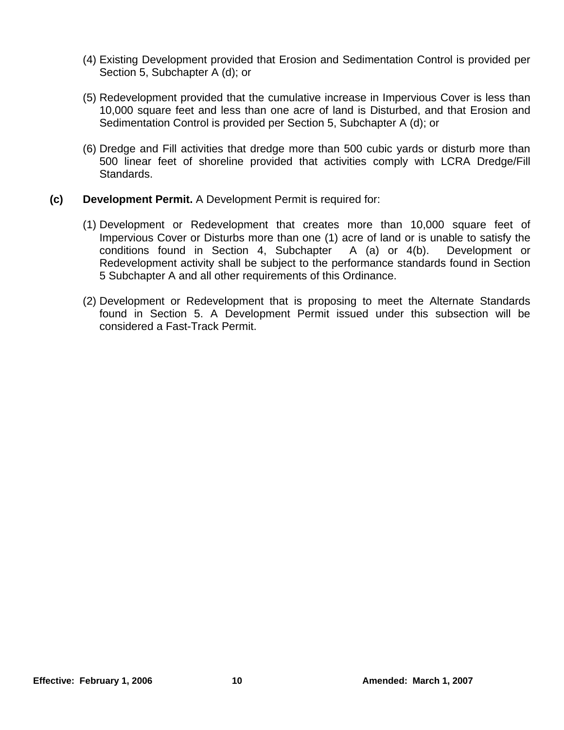(4) Existing Development provided that Erosion and Sedimentation Control is provided per Section 5, Subchapter A (d); or

(5) Redevelopment provided that the cumulative increase in Impervious Cover is less than 10,000 square feet and less than one acre of land is Disturbed, and that Erosion and Sedimentation Control is provided per Section 5, Subchapter A (d); or

(6) Dredge and Fill activities that dredge more than 500 cubic yards or disturb more than 500 linear feet of shoreline provided that activities comply with LCRA Dredge/Fill Standards.

**(c) Development Permit.** A Development Permit is required for:

(1) Development or Redevelopment that creates more than 10,000 square feet of Impervious Cover or Disturbs more than one (1) acre of land or is unable to satisfy the conditions found in Section 4, Subchapter A (a) or 4(b). Development or Redevelopment activity shall be subject to the performance standards found in Section 5 Subchapter A and all other requirements of this Ordinance.

(2) Development or Redevelopment that is proposing to meet the Alternate Standards found in Section 5. A Development Permit issued under this subsection will be considered a Fast-Track Permit.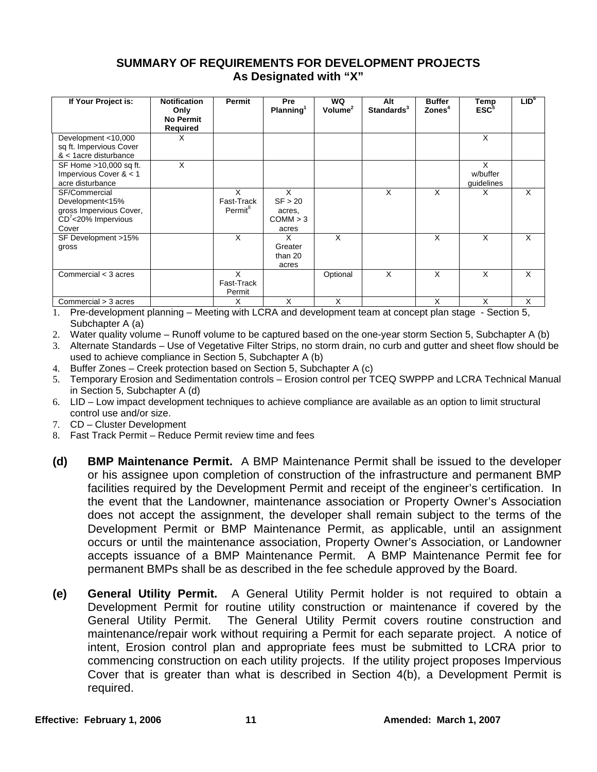## SUMMARY OF REQUIREMENTS FOR DEVELOPMENT PROJECTS
### As Designated with "X"

| If Your Project is: | Notification Only No Permit Required | Permit | Pre Planning[1] | WQ Volume[2] | Alt Standards[3] | Buffer Zones[4] | Temp ESC[5] | LID[6] |
|---|---|---|---|---|---|---|---|---|
| Development <10,000 sq ft. Impervious Cover & < 1acre disturbance | X | | | | | | X | |
| SF Home >10,000 sq ft. Impervious Cover & < 1 acre disturbance | X | | | | | | X w/buffer guidelines | |
| SF/Commercial Development<15% gross Impervious Cover, CD[7]<20% Impervious Cover | | X Fast-Track Permit[8] | X SF > 20 acres, COMM > 3 acres | | X | X | X | X |
| SF Development >15% gross | | X | X Greater than 20 acres | X | | X | X | X |
| Commercial < 3 acres | | X Fast-Track Permit | | Optional | X | X | X | X |
| Commercial > 3 acres | | X | X | X | | X | X | X |

1. Pre-development planning – Meeting with LCRA and development team at concept plan stage - Section 5, Subchapter A (a)
2. Water quality volume – Runoff volume to be captured based on the one-year storm Section 5, Subchapter A (b)
3. Alternate Standards – Use of Vegetative Filter Strips, no storm drain, no curb and gutter and sheet flow should be used to achieve compliance in Section 5, Subchapter A (b)
4. Buffer Zones – Creek protection based on Section 5, Subchapter A (c)
5. Temporary Erosion and Sedimentation controls – Erosion control per TCEQ SWPPP and LCRA Technical Manual in Section 5, Subchapter A (d)
6. LID – Low impact development techniques to achieve compliance are available as an option to limit structural control use and/or size.
7. CD – Cluster Development
8. Fast Track Permit – Reduce Permit review time and fees

**(d) BMP Maintenance Permit.** A BMP Maintenance Permit shall be issued to the developer or his assignee upon completion of construction of the infrastructure and permanent BMP facilities required by the Development Permit and receipt of the engineer's certification. In the event that the Landowner, maintenance association or Property Owner's Association does not accept the assignment, the developer shall remain subject to the terms of the Development Permit or BMP Maintenance Permit, as applicable, until an assignment occurs or until the maintenance association, Property Owner's Association, or Landowner accepts issuance of a BMP Maintenance Permit. A BMP Maintenance Permit fee for permanent BMPs shall be as described in the fee schedule approved by the Board.

**(e) General Utility Permit.** A General Utility Permit holder is not required to obtain a Development Permit for routine utility construction or maintenance if covered by the General Utility Permit. The General Utility Permit covers routine construction and maintenance/repair work without requiring a Permit for each separate project. A notice of intent, Erosion control plan and appropriate fees must be submitted to LCRA prior to commencing construction on each utility projects. If the utility project proposes Impervious Cover that is greater than what is described in Section 4(b), a Development Permit is required.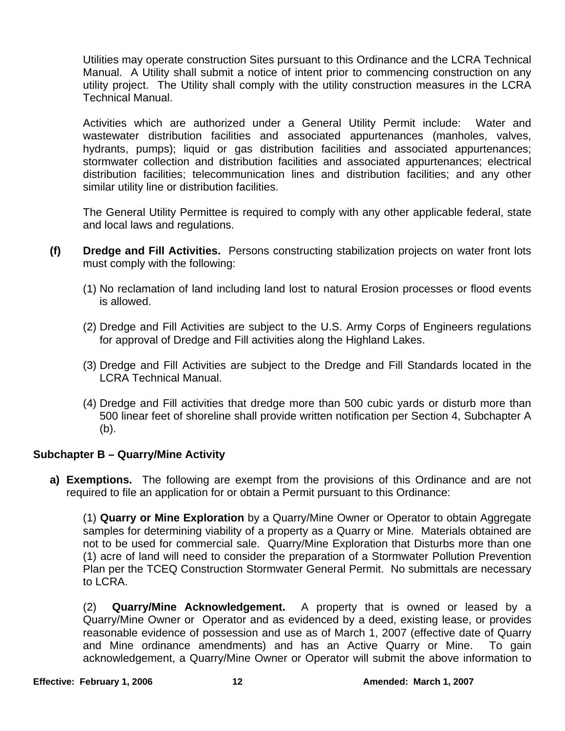Utilities may operate construction Sites pursuant to this Ordinance and the LCRA Technical Manual. A Utility shall submit a notice of intent prior to commencing construction on any utility project. The Utility shall comply with the utility construction measures in the LCRA Technical Manual.

Activities which are authorized under a General Utility Permit include: Water and wastewater distribution facilities and associated appurtenances (manholes, valves, hydrants, pumps); liquid or gas distribution facilities and associated appurtenances; stormwater collection and distribution facilities and associated appurtenances; electrical distribution facilities; telecommunication lines and distribution facilities; and any other similar utility line or distribution facilities.

The General Utility Permittee is required to comply with any other applicable federal, state and local laws and regulations.

**(f) Dredge and Fill Activities.** Persons constructing stabilization projects on water front lots must comply with the following:

(1) No reclamation of land including land lost to natural Erosion processes or flood events is allowed.

(2) Dredge and Fill Activities are subject to the U.S. Army Corps of Engineers regulations for approval of Dredge and Fill activities along the Highland Lakes.

(3) Dredge and Fill Activities are subject to the Dredge and Fill Standards located in the LCRA Technical Manual.

(4) Dredge and Fill activities that dredge more than 500 cubic yards or disturb more than 500 linear feet of shoreline shall provide written notification per Section 4, Subchapter A (b).

## Subchapter B – Quarry/Mine Activity

**a) Exemptions.** The following are exempt from the provisions of this Ordinance and are not required to file an application for or obtain a Permit pursuant to this Ordinance:

(1) **Quarry or Mine Exploration** by a Quarry/Mine Owner or Operator to obtain Aggregate samples for determining viability of a property as a Quarry or Mine. Materials obtained are not to be used for commercial sale. Quarry/Mine Exploration that Disturbs more than one (1) acre of land will need to consider the preparation of a Stormwater Pollution Prevention Plan per the TCEQ Construction Stormwater General Permit. No submittals are necessary to LCRA.

(2) **Quarry/Mine Acknowledgement.** A property that is owned or leased by a Quarry/Mine Owner or Operator and as evidenced by a deed, existing lease, or provides reasonable evidence of possession and use as of March 1, 2007 (effective date of Quarry and Mine ordinance amendments) and has an Active Quarry or Mine. To gain acknowledgement, a Quarry/Mine Owner or Operator will submit the above information to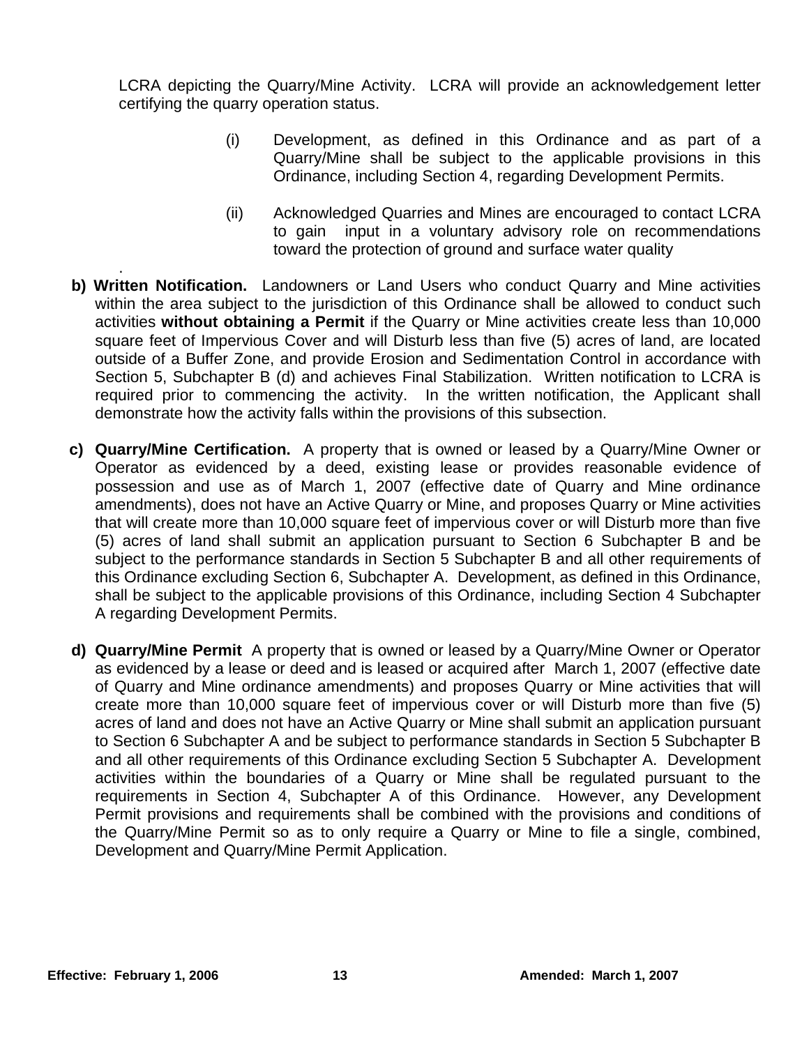LCRA depicting the Quarry/Mine Activity. LCRA will provide an acknowledgement letter certifying the quarry operation status.

(i) Development, as defined in this Ordinance and as part of a Quarry/Mine shall be subject to the applicable provisions in this Ordinance, including Section 4, regarding Development Permits.

(ii) Acknowledged Quarries and Mines are encouraged to contact LCRA to gain input in a voluntary advisory role on recommendations toward the protection of ground and surface water quality

.

**b) Written Notification.** Landowners or Land Users who conduct Quarry and Mine activities within the area subject to the jurisdiction of this Ordinance shall be allowed to conduct such activities **without obtaining a Permit** if the Quarry or Mine activities create less than 10,000 square feet of Impervious Cover and will Disturb less than five (5) acres of land, are located outside of a Buffer Zone, and provide Erosion and Sedimentation Control in accordance with Section 5, Subchapter B (d) and achieves Final Stabilization. Written notification to LCRA is required prior to commencing the activity. In the written notification, the Applicant shall demonstrate how the activity falls within the provisions of this subsection.

**c) Quarry/Mine Certification.** A property that is owned or leased by a Quarry/Mine Owner or Operator as evidenced by a deed, existing lease or provides reasonable evidence of possession and use as of March 1, 2007 (effective date of Quarry and Mine ordinance amendments), does not have an Active Quarry or Mine, and proposes Quarry or Mine activities that will create more than 10,000 square feet of impervious cover or will Disturb more than five (5) acres of land shall submit an application pursuant to Section 6 Subchapter B and be subject to the performance standards in Section 5 Subchapter B and all other requirements of this Ordinance excluding Section 6, Subchapter A. Development, as defined in this Ordinance, shall be subject to the applicable provisions of this Ordinance, including Section 4 Subchapter A regarding Development Permits.

**d) Quarry/Mine Permit** A property that is owned or leased by a Quarry/Mine Owner or Operator as evidenced by a lease or deed and is leased or acquired after March 1, 2007 (effective date of Quarry and Mine ordinance amendments) and proposes Quarry or Mine activities that will create more than 10,000 square feet of impervious cover or will Disturb more than five (5) acres of land and does not have an Active Quarry or Mine shall submit an application pursuant to Section 6 Subchapter A and be subject to performance standards in Section 5 Subchapter B and all other requirements of this Ordinance excluding Section 5 Subchapter A. Development activities within the boundaries of a Quarry or Mine shall be regulated pursuant to the requirements in Section 4, Subchapter A of this Ordinance. However, any Development Permit provisions and requirements shall be combined with the provisions and conditions of the Quarry/Mine Permit so as to only require a Quarry or Mine to file a single, combined, Development and Quarry/Mine Permit Application.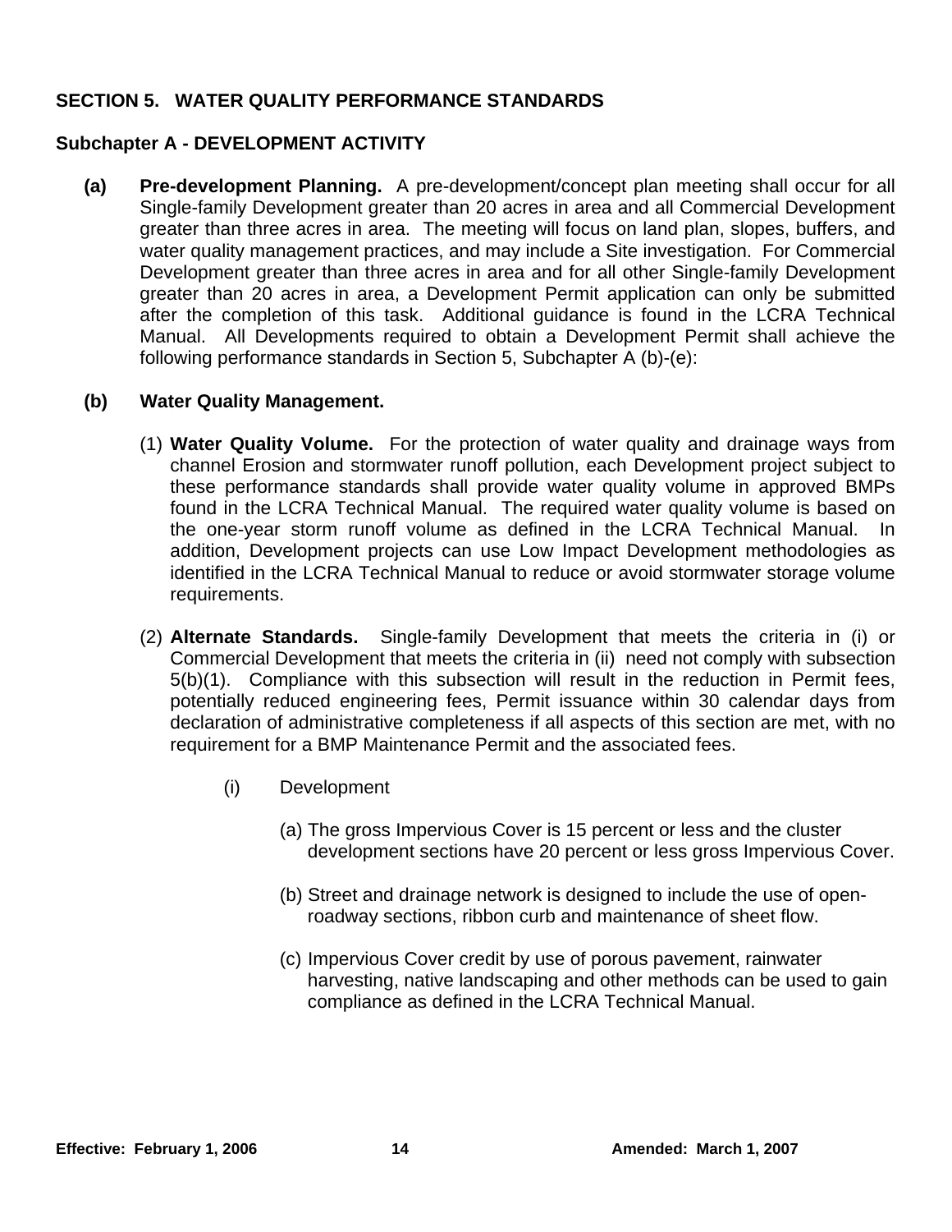## SECTION 5. WATER QUALITY PERFORMANCE STANDARDS

### Subchapter A - DEVELOPMENT ACTIVITY

**(a) Pre-development Planning.** A pre-development/concept plan meeting shall occur for all Single-family Development greater than 20 acres in area and all Commercial Development greater than three acres in area. The meeting will focus on land plan, slopes, buffers, and water quality management practices, and may include a Site investigation. For Commercial Development greater than three acres in area and for all other Single-family Development greater than 20 acres in area, a Development Permit application can only be submitted after the completion of this task. Additional guidance is found in the LCRA Technical Manual. All Developments required to obtain a Development Permit shall achieve the following performance standards in Section 5, Subchapter A (b)-(e):

**(b) Water Quality Management.**

(1) **Water Quality Volume.** For the protection of water quality and drainage ways from channel Erosion and stormwater runoff pollution, each Development project subject to these performance standards shall provide water quality volume in approved BMPs found in the LCRA Technical Manual. The required water quality volume is based on the one-year storm runoff volume as defined in the LCRA Technical Manual. In addition, Development projects can use Low Impact Development methodologies as identified in the LCRA Technical Manual to reduce or avoid stormwater storage volume requirements.

(2) **Alternate Standards.** Single-family Development that meets the criteria in (i) or Commercial Development that meets the criteria in (ii) need not comply with subsection 5(b)(1). Compliance with this subsection will result in the reduction in Permit fees, potentially reduced engineering fees, Permit issuance within 30 calendar days from declaration of administrative completeness if all aspects of this section are met, with no requirement for a BMP Maintenance Permit and the associated fees.

(i) Development

(a) The gross Impervious Cover is 15 percent or less and the cluster development sections have 20 percent or less gross Impervious Cover.

(b) Street and drainage network is designed to include the use of open-roadway sections, ribbon curb and maintenance of sheet flow.

(c) Impervious Cover credit by use of porous pavement, rainwater harvesting, native landscaping and other methods can be used to gain compliance as defined in the LCRA Technical Manual.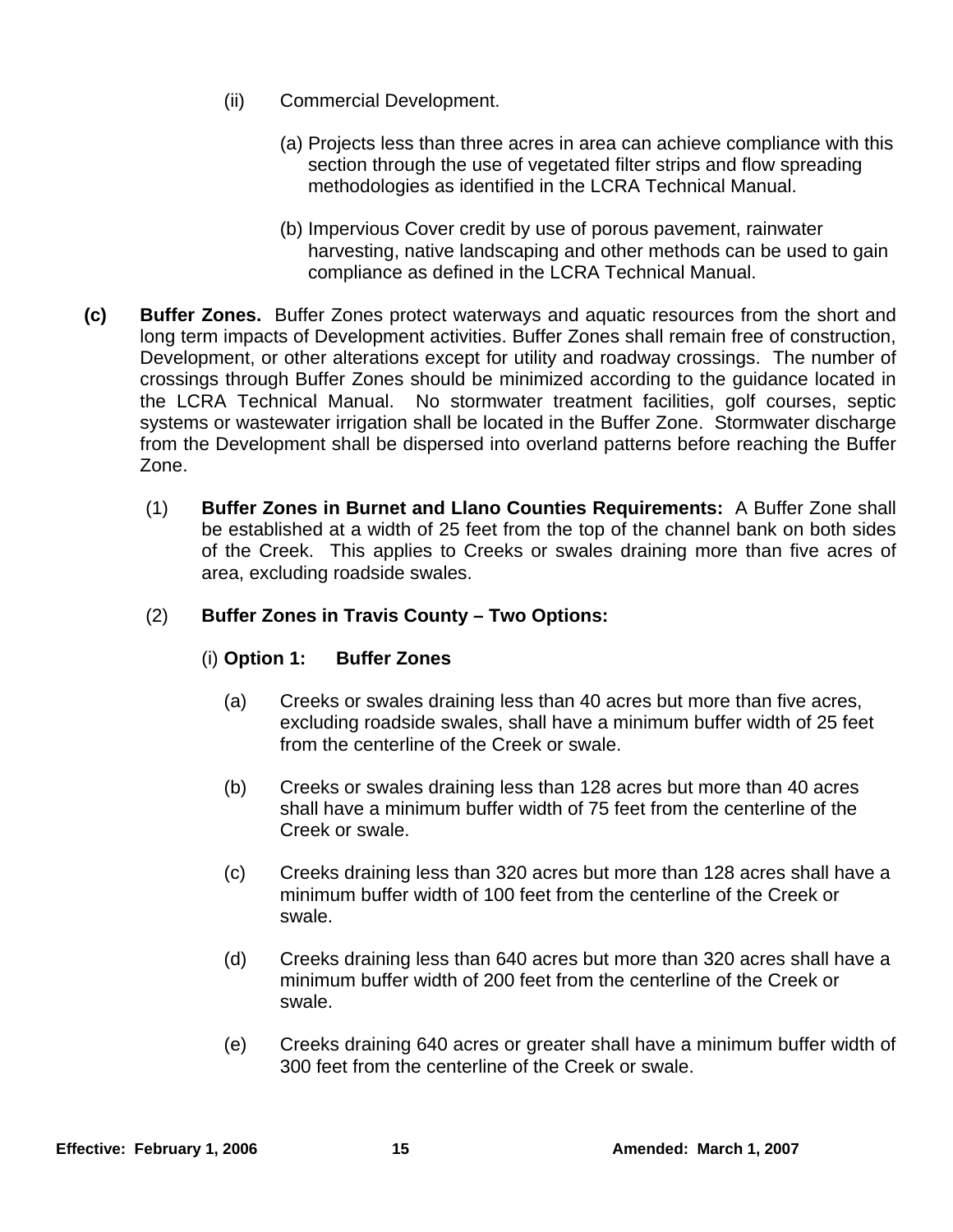(ii) Commercial Development.

(a) Projects less than three acres in area can achieve compliance with this section through the use of vegetated filter strips and flow spreading methodologies as identified in the LCRA Technical Manual.

(b) Impervious Cover credit by use of porous pavement, rainwater harvesting, native landscaping and other methods can be used to gain compliance as defined in the LCRA Technical Manual.

**(c) Buffer Zones.** Buffer Zones protect waterways and aquatic resources from the short and long term impacts of Development activities. Buffer Zones shall remain free of construction, Development, or other alterations except for utility and roadway crossings. The number of crossings through Buffer Zones should be minimized according to the guidance located in the LCRA Technical Manual. No stormwater treatment facilities, golf courses, septic systems or wastewater irrigation shall be located in the Buffer Zone. Stormwater discharge from the Development shall be dispersed into overland patterns before reaching the Buffer Zone.

(1) **Buffer Zones in Burnet and Llano Counties Requirements:** A Buffer Zone shall be established at a width of 25 feet from the top of the channel bank on both sides of the Creek. This applies to Creeks or swales draining more than five acres of area, excluding roadside swales.

(2) **Buffer Zones in Travis County – Two Options:**

(i) **Option 1: Buffer Zones**

(a) Creeks or swales draining less than 40 acres but more than five acres, excluding roadside swales, shall have a minimum buffer width of 25 feet from the centerline of the Creek or swale.

(b) Creeks or swales draining less than 128 acres but more than 40 acres shall have a minimum buffer width of 75 feet from the centerline of the Creek or swale.

(c) Creeks draining less than 320 acres but more than 128 acres shall have a minimum buffer width of 100 feet from the centerline of the Creek or swale.

(d) Creeks draining less than 640 acres but more than 320 acres shall have a minimum buffer width of 200 feet from the centerline of the Creek or swale.

(e) Creeks draining 640 acres or greater shall have a minimum buffer width of 300 feet from the centerline of the Creek or swale.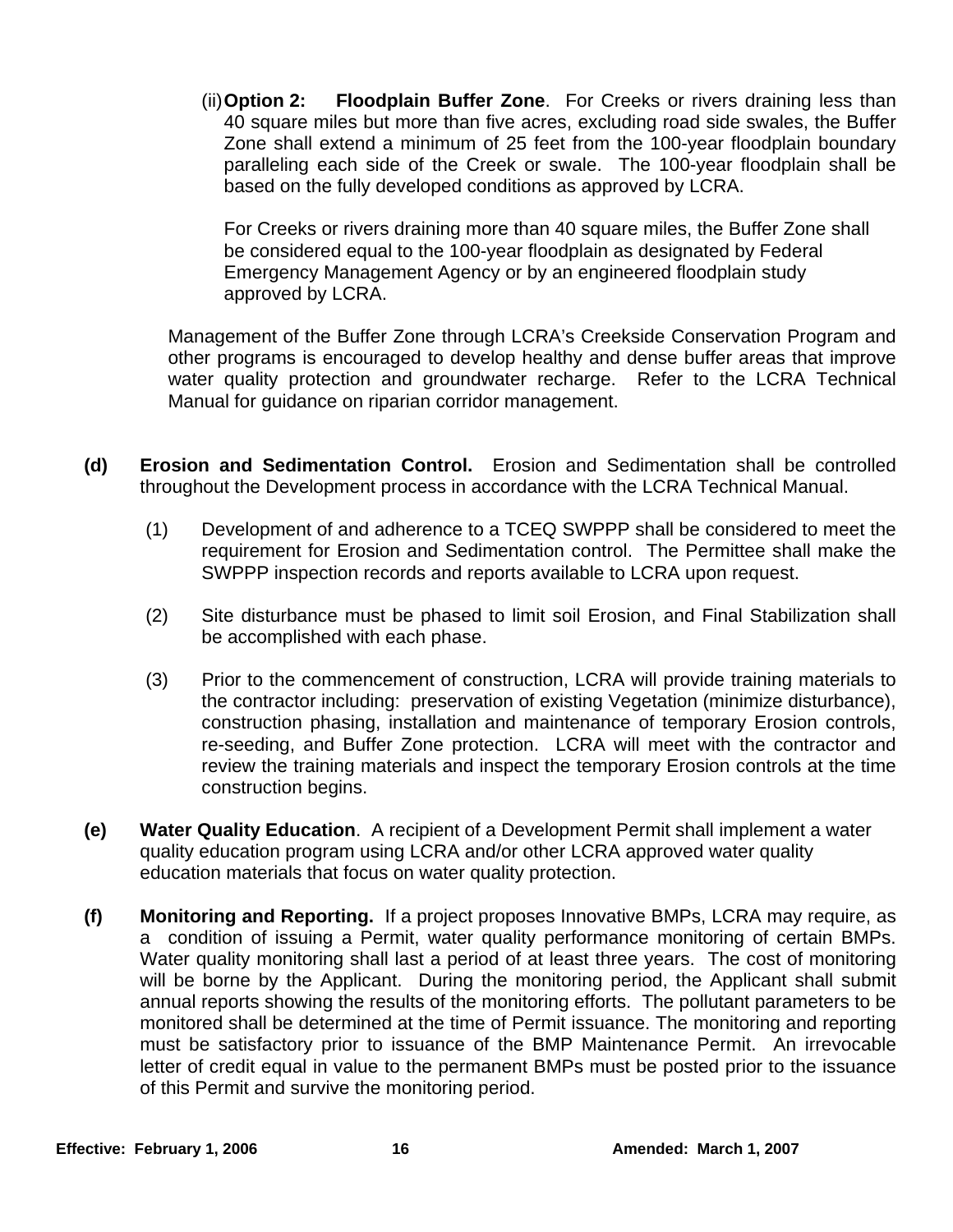(ii) **Option 2: Floodplain Buffer Zone**. For Creeks or rivers draining less than 40 square miles but more than five acres, excluding road side swales, the Buffer Zone shall extend a minimum of 25 feet from the 100-year floodplain boundary paralleling each side of the Creek or swale. The 100-year floodplain shall be based on the fully developed conditions as approved by LCRA.

For Creeks or rivers draining more than 40 square miles, the Buffer Zone shall be considered equal to the 100-year floodplain as designated by Federal Emergency Management Agency or by an engineered floodplain study approved by LCRA.

Management of the Buffer Zone through LCRA's Creekside Conservation Program and other programs is encouraged to develop healthy and dense buffer areas that improve water quality protection and groundwater recharge. Refer to the LCRA Technical Manual for guidance on riparian corridor management.

**(d) Erosion and Sedimentation Control.** Erosion and Sedimentation shall be controlled throughout the Development process in accordance with the LCRA Technical Manual.

(1) Development of and adherence to a TCEQ SWPPP shall be considered to meet the requirement for Erosion and Sedimentation control. The Permittee shall make the SWPPP inspection records and reports available to LCRA upon request.

(2) Site disturbance must be phased to limit soil Erosion, and Final Stabilization shall be accomplished with each phase.

(3) Prior to the commencement of construction, LCRA will provide training materials to the contractor including: preservation of existing Vegetation (minimize disturbance), construction phasing, installation and maintenance of temporary Erosion controls, re-seeding, and Buffer Zone protection. LCRA will meet with the contractor and review the training materials and inspect the temporary Erosion controls at the time construction begins.

**(e) Water Quality Education**. A recipient of a Development Permit shall implement a water quality education program using LCRA and/or other LCRA approved water quality education materials that focus on water quality protection.

**(f) Monitoring and Reporting.** If a project proposes Innovative BMPs, LCRA may require, as a condition of issuing a Permit, water quality performance monitoring of certain BMPs. Water quality monitoring shall last a period of at least three years. The cost of monitoring will be borne by the Applicant. During the monitoring period, the Applicant shall submit annual reports showing the results of the monitoring efforts. The pollutant parameters to be monitored shall be determined at the time of Permit issuance. The monitoring and reporting must be satisfactory prior to issuance of the BMP Maintenance Permit. An irrevocable letter of credit equal in value to the permanent BMPs must be posted prior to the issuance of this Permit and survive the monitoring period.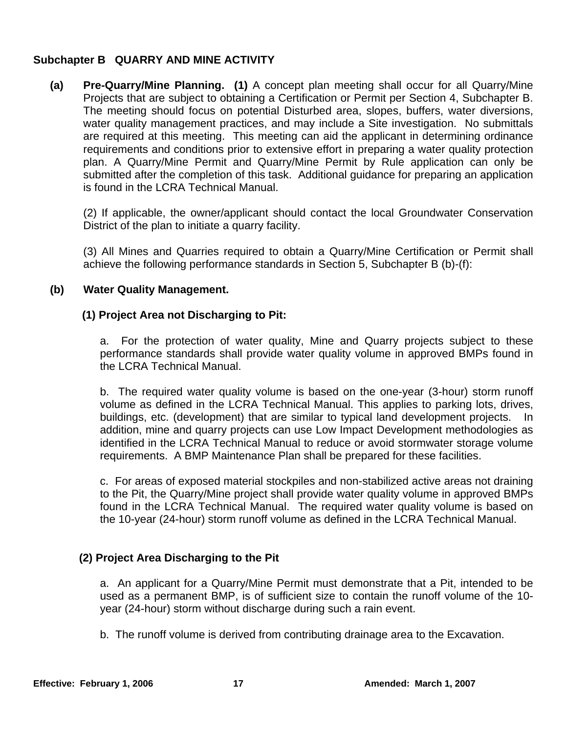## Subchapter B   QUARRY AND MINE ACTIVITY

**(a) Pre-Quarry/Mine Planning. (1)** A concept plan meeting shall occur for all Quarry/Mine Projects that are subject to obtaining a Certification or Permit per Section 4, Subchapter B. The meeting should focus on potential Disturbed area, slopes, buffers, water diversions, water quality management practices, and may include a Site investigation. No submittals are required at this meeting. This meeting can aid the applicant in determining ordinance requirements and conditions prior to extensive effort in preparing a water quality protection plan. A Quarry/Mine Permit and Quarry/Mine Permit by Rule application can only be submitted after the completion of this task. Additional guidance for preparing an application is found in the LCRA Technical Manual.

(2) If applicable, the owner/applicant should contact the local Groundwater Conservation District of the plan to initiate a quarry facility.

(3) All Mines and Quarries required to obtain a Quarry/Mine Certification or Permit shall achieve the following performance standards in Section 5, Subchapter B (b)-(f):

**(b) Water Quality Management.**

**(1) Project Area not Discharging to Pit:**

a. For the protection of water quality, Mine and Quarry projects subject to these performance standards shall provide water quality volume in approved BMPs found in the LCRA Technical Manual.

b. The required water quality volume is based on the one-year (3-hour) storm runoff volume as defined in the LCRA Technical Manual. This applies to parking lots, drives, buildings, etc. (development) that are similar to typical land development projects. In addition, mine and quarry projects can use Low Impact Development methodologies as identified in the LCRA Technical Manual to reduce or avoid stormwater storage volume requirements. A BMP Maintenance Plan shall be prepared for these facilities.

c. For areas of exposed material stockpiles and non-stabilized active areas not draining to the Pit, the Quarry/Mine project shall provide water quality volume in approved BMPs found in the LCRA Technical Manual. The required water quality volume is based on the 10-year (24-hour) storm runoff volume as defined in the LCRA Technical Manual.

**(2) Project Area Discharging to the Pit**

a. An applicant for a Quarry/Mine Permit must demonstrate that a Pit, intended to be used as a permanent BMP, is of sufficient size to contain the runoff volume of the 10-year (24-hour) storm without discharge during such a rain event.

b. The runoff volume is derived from contributing drainage area to the Excavation.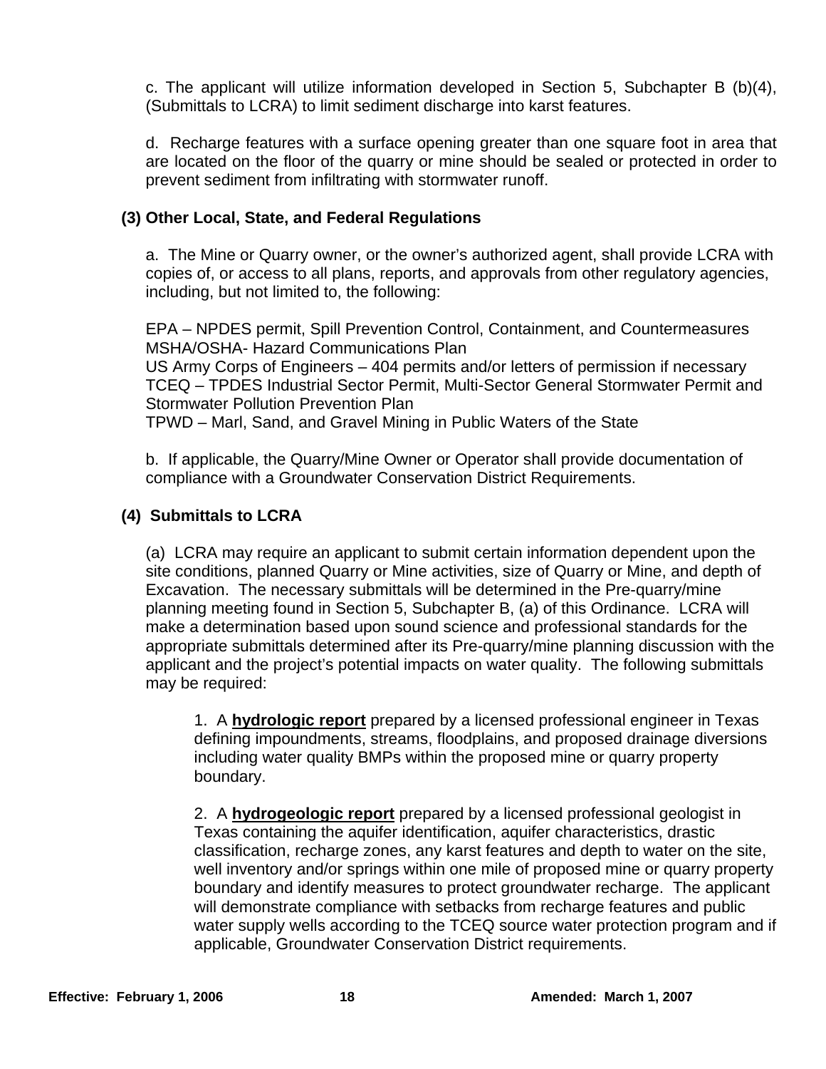c. The applicant will utilize information developed in Section 5, Subchapter B (b)(4), (Submittals to LCRA) to limit sediment discharge into karst features.

d. Recharge features with a surface opening greater than one square foot in area that are located on the floor of the quarry or mine should be sealed or protected in order to prevent sediment from infiltrating with stormwater runoff.

### (3) Other Local, State, and Federal Regulations

a. The Mine or Quarry owner, or the owner's authorized agent, shall provide LCRA with copies of, or access to all plans, reports, and approvals from other regulatory agencies, including, but not limited to, the following:

EPA – NPDES permit, Spill Prevention Control, Containment, and Countermeasures
MSHA/OSHA- Hazard Communications Plan
US Army Corps of Engineers – 404 permits and/or letters of permission if necessary
TCEQ – TPDES Industrial Sector Permit, Multi-Sector General Stormwater Permit and Stormwater Pollution Prevention Plan
TPWD – Marl, Sand, and Gravel Mining in Public Waters of the State

b. If applicable, the Quarry/Mine Owner or Operator shall provide documentation of compliance with a Groundwater Conservation District Requirements.

### (4) Submittals to LCRA

(a) LCRA may require an applicant to submit certain information dependent upon the site conditions, planned Quarry or Mine activities, size of Quarry or Mine, and depth of Excavation. The necessary submittals will be determined in the Pre-quarry/mine planning meeting found in Section 5, Subchapter B, (a) of this Ordinance. LCRA will make a determination based upon sound science and professional standards for the appropriate submittals determined after its Pre-quarry/mine planning discussion with the applicant and the project's potential impacts on water quality. The following submittals may be required:

1. A **hydrologic report** prepared by a licensed professional engineer in Texas defining impoundments, streams, floodplains, and proposed drainage diversions including water quality BMPs within the proposed mine or quarry property boundary.

2. A **hydrogeologic report** prepared by a licensed professional geologist in Texas containing the aquifer identification, aquifer characteristics, drastic classification, recharge zones, any karst features and depth to water on the site, well inventory and/or springs within one mile of proposed mine or quarry property boundary and identify measures to protect groundwater recharge. The applicant will demonstrate compliance with setbacks from recharge features and public water supply wells according to the TCEQ source water protection program and if applicable, Groundwater Conservation District requirements.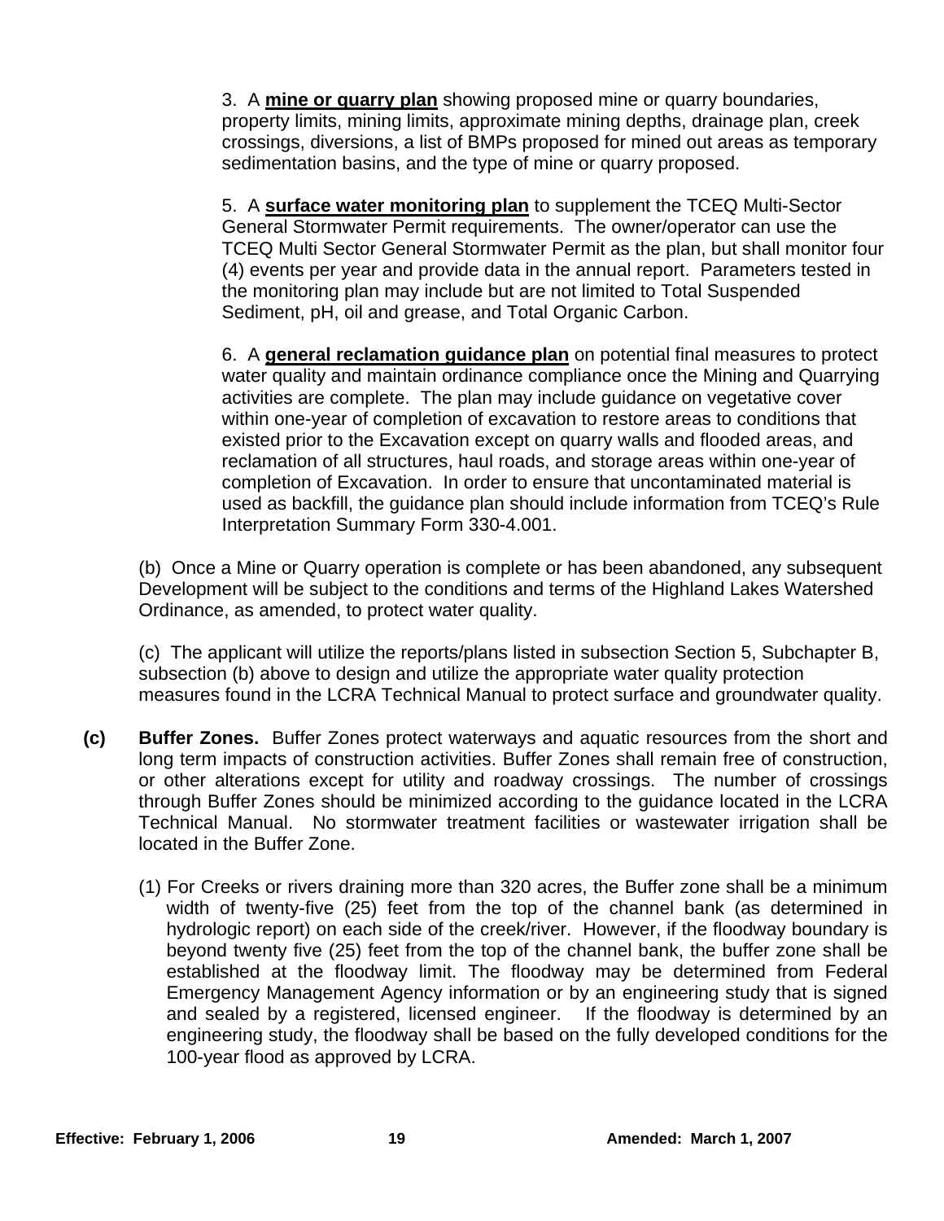3. A **mine or quarry plan** showing proposed mine or quarry boundaries, property limits, mining limits, approximate mining depths, drainage plan, creek crossings, diversions, a list of BMPs proposed for mined out areas as temporary sedimentation basins, and the type of mine or quarry proposed.

5. A **surface water monitoring plan** to supplement the TCEQ Multi-Sector General Stormwater Permit requirements. The owner/operator can use the TCEQ Multi Sector General Stormwater Permit as the plan, but shall monitor four (4) events per year and provide data in the annual report. Parameters tested in the monitoring plan may include but are not limited to Total Suspended Sediment, pH, oil and grease, and Total Organic Carbon.

6. A **general reclamation guidance plan** on potential final measures to protect water quality and maintain ordinance compliance once the Mining and Quarrying activities are complete. The plan may include guidance on vegetative cover within one-year of completion of excavation to restore areas to conditions that existed prior to the Excavation except on quarry walls and flooded areas, and reclamation of all structures, haul roads, and storage areas within one-year of completion of Excavation. In order to ensure that uncontaminated material is used as backfill, the guidance plan should include information from TCEQ's Rule Interpretation Summary Form 330-4.001.

(b) Once a Mine or Quarry operation is complete or has been abandoned, any subsequent Development will be subject to the conditions and terms of the Highland Lakes Watershed Ordinance, as amended, to protect water quality.

(c) The applicant will utilize the reports/plans listed in subsection Section 5, Subchapter B, subsection (b) above to design and utilize the appropriate water quality protection measures found in the LCRA Technical Manual to protect surface and groundwater quality.

**(c) Buffer Zones.** Buffer Zones protect waterways and aquatic resources from the short and long term impacts of construction activities. Buffer Zones shall remain free of construction, or other alterations except for utility and roadway crossings. The number of crossings through Buffer Zones should be minimized according to the guidance located in the LCRA Technical Manual. No stormwater treatment facilities or wastewater irrigation shall be located in the Buffer Zone.

(1) For Creeks or rivers draining more than 320 acres, the Buffer zone shall be a minimum width of twenty-five (25) feet from the top of the channel bank (as determined in hydrologic report) on each side of the creek/river. However, if the floodway boundary is beyond twenty five (25) feet from the top of the channel bank, the buffer zone shall be established at the floodway limit. The floodway may be determined from Federal Emergency Management Agency information or by an engineering study that is signed and sealed by a registered, licensed engineer. If the floodway is determined by an engineering study, the floodway shall be based on the fully developed conditions for the 100-year flood as approved by LCRA.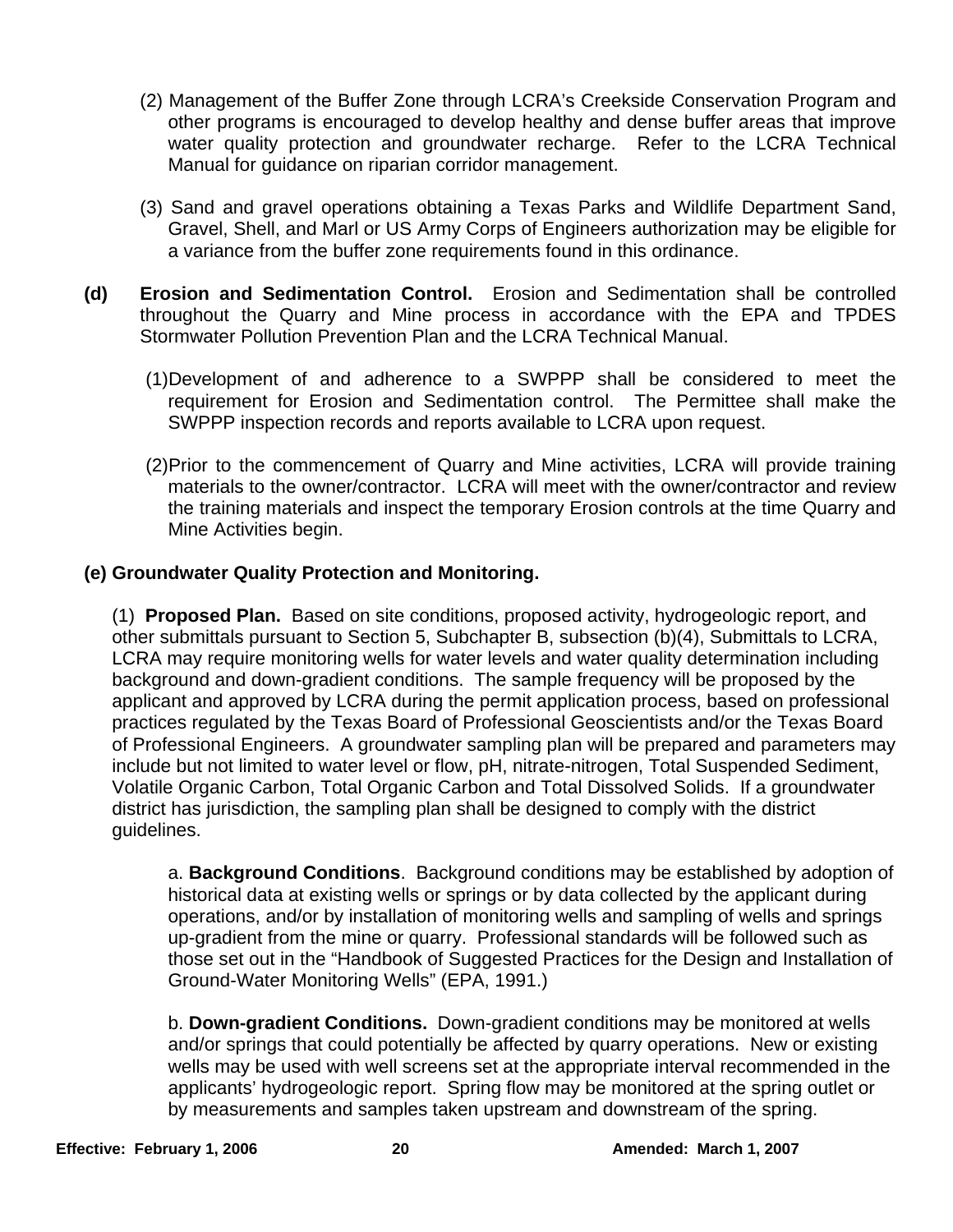(2) Management of the Buffer Zone through LCRA's Creekside Conservation Program and other programs is encouraged to develop healthy and dense buffer areas that improve water quality protection and groundwater recharge. Refer to the LCRA Technical Manual for guidance on riparian corridor management.

(3) Sand and gravel operations obtaining a Texas Parks and Wildlife Department Sand, Gravel, Shell, and Marl or US Army Corps of Engineers authorization may be eligible for a variance from the buffer zone requirements found in this ordinance.

**(d) Erosion and Sedimentation Control.** Erosion and Sedimentation shall be controlled throughout the Quarry and Mine process in accordance with the EPA and TPDES Stormwater Pollution Prevention Plan and the LCRA Technical Manual.

(1) Development of and adherence to a SWPPP shall be considered to meet the requirement for Erosion and Sedimentation control. The Permittee shall make the SWPPP inspection records and reports available to LCRA upon request.

(2) Prior to the commencement of Quarry and Mine activities, LCRA will provide training materials to the owner/contractor. LCRA will meet with the owner/contractor and review the training materials and inspect the temporary Erosion controls at the time Quarry and Mine Activities begin.

**(e) Groundwater Quality Protection and Monitoring.**

(1) **Proposed Plan.** Based on site conditions, proposed activity, hydrogeologic report, and other submittals pursuant to Section 5, Subchapter B, subsection (b)(4), Submittals to LCRA, LCRA may require monitoring wells for water levels and water quality determination including background and down-gradient conditions. The sample frequency will be proposed by the applicant and approved by LCRA during the permit application process, based on professional practices regulated by the Texas Board of Professional Geoscientists and/or the Texas Board of Professional Engineers. A groundwater sampling plan will be prepared and parameters may include but not limited to water level or flow, pH, nitrate-nitrogen, Total Suspended Sediment, Volatile Organic Carbon, Total Organic Carbon and Total Dissolved Solids. If a groundwater district has jurisdiction, the sampling plan shall be designed to comply with the district guidelines.

a. **Background Conditions**. Background conditions may be established by adoption of historical data at existing wells or springs or by data collected by the applicant during operations, and/or by installation of monitoring wells and sampling of wells and springs up-gradient from the mine or quarry. Professional standards will be followed such as those set out in the "Handbook of Suggested Practices for the Design and Installation of Ground-Water Monitoring Wells" (EPA, 1991.)

b. **Down-gradient Conditions.** Down-gradient conditions may be monitored at wells and/or springs that could potentially be affected by quarry operations. New or existing wells may be used with well screens set at the appropriate interval recommended in the applicants' hydrogeologic report. Spring flow may be monitored at the spring outlet or by measurements and samples taken upstream and downstream of the spring.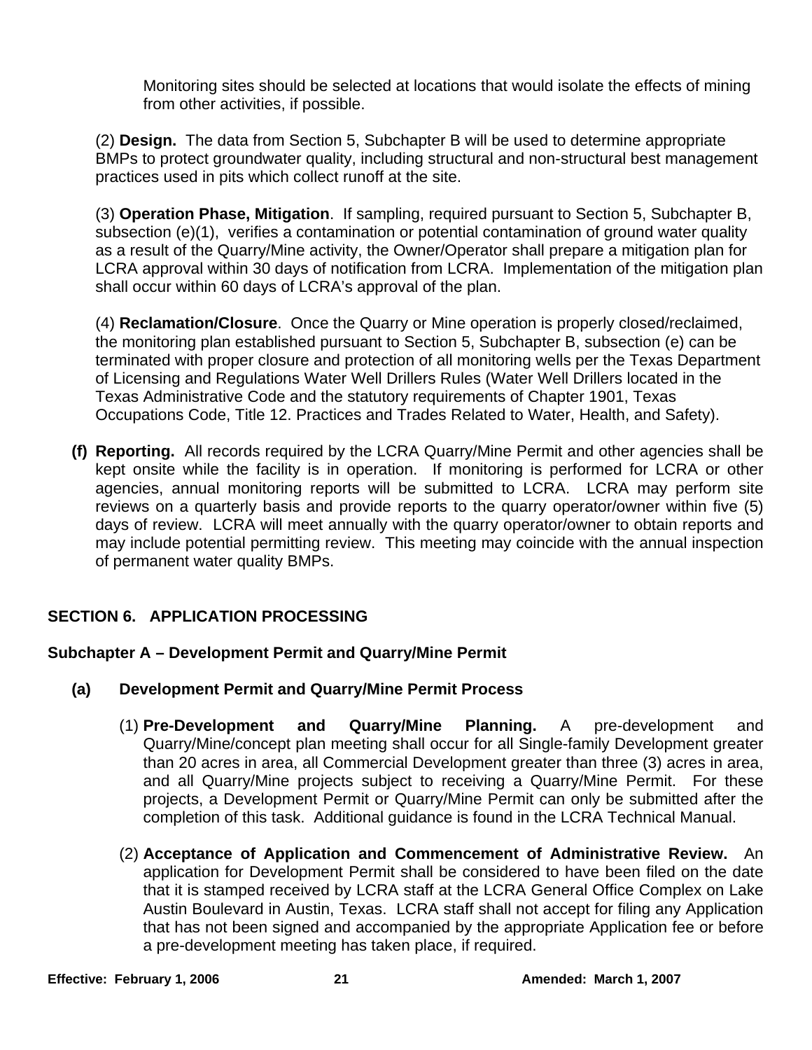Monitoring sites should be selected at locations that would isolate the effects of mining from other activities, if possible.

(2) **Design.** The data from Section 5, Subchapter B will be used to determine appropriate BMPs to protect groundwater quality, including structural and non-structural best management practices used in pits which collect runoff at the site.

(3) **Operation Phase, Mitigation**. If sampling, required pursuant to Section 5, Subchapter B, subsection (e)(1), verifies a contamination or potential contamination of ground water quality as a result of the Quarry/Mine activity, the Owner/Operator shall prepare a mitigation plan for LCRA approval within 30 days of notification from LCRA. Implementation of the mitigation plan shall occur within 60 days of LCRA's approval of the plan.

(4) **Reclamation/Closure**. Once the Quarry or Mine operation is properly closed/reclaimed, the monitoring plan established pursuant to Section 5, Subchapter B, subsection (e) can be terminated with proper closure and protection of all monitoring wells per the Texas Department of Licensing and Regulations Water Well Drillers Rules (Water Well Drillers located in the Texas Administrative Code and the statutory requirements of Chapter 1901, Texas Occupations Code, Title 12. Practices and Trades Related to Water, Health, and Safety).

**(f) Reporting.** All records required by the LCRA Quarry/Mine Permit and other agencies shall be kept onsite while the facility is in operation. If monitoring is performed for LCRA or other agencies, annual monitoring reports will be submitted to LCRA. LCRA may perform site reviews on a quarterly basis and provide reports to the quarry operator/owner within five (5) days of review. LCRA will meet annually with the quarry operator/owner to obtain reports and may include potential permitting review. This meeting may coincide with the annual inspection of permanent water quality BMPs.

## SECTION 6. APPLICATION PROCESSING

### Subchapter A – Development Permit and Quarry/Mine Permit

#### (a) Development Permit and Quarry/Mine Permit Process

(1) **Pre-Development and Quarry/Mine Planning.** A pre-development and Quarry/Mine/concept plan meeting shall occur for all Single-family Development greater than 20 acres in area, all Commercial Development greater than three (3) acres in area, and all Quarry/Mine projects subject to receiving a Quarry/Mine Permit. For these projects, a Development Permit or Quarry/Mine Permit can only be submitted after the completion of this task. Additional guidance is found in the LCRA Technical Manual.

(2) **Acceptance of Application and Commencement of Administrative Review.** An application for Development Permit shall be considered to have been filed on the date that it is stamped received by LCRA staff at the LCRA General Office Complex on Lake Austin Boulevard in Austin, Texas. LCRA staff shall not accept for filing any Application that has not been signed and accompanied by the appropriate Application fee or before a pre-development meeting has taken place, if required.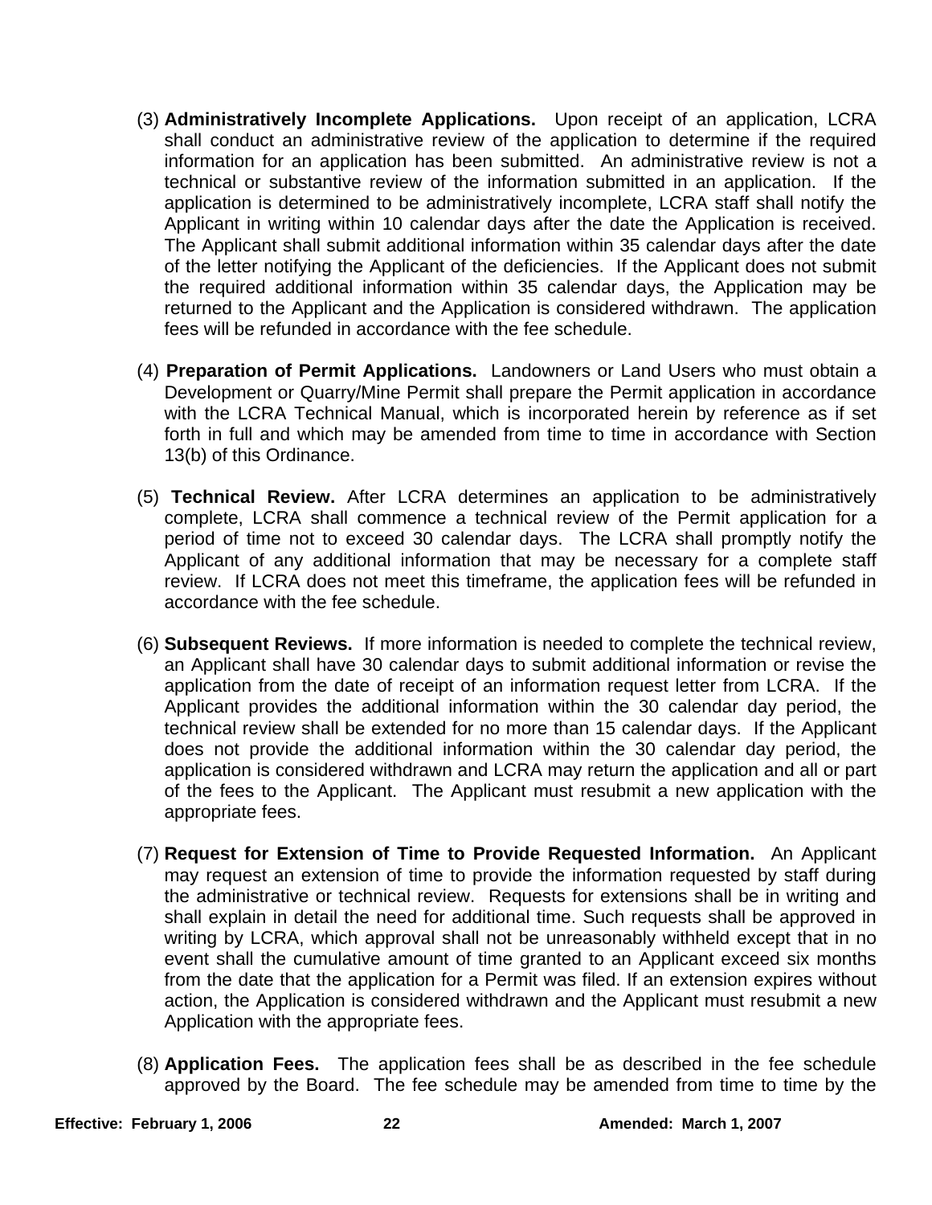(3) **Administratively Incomplete Applications.** Upon receipt of an application, LCRA shall conduct an administrative review of the application to determine if the required information for an application has been submitted. An administrative review is not a technical or substantive review of the information submitted in an application. If the application is determined to be administratively incomplete, LCRA staff shall notify the Applicant in writing within 10 calendar days after the date the Application is received. The Applicant shall submit additional information within 35 calendar days after the date of the letter notifying the Applicant of the deficiencies. If the Applicant does not submit the required additional information within 35 calendar days, the Application may be returned to the Applicant and the Application is considered withdrawn. The application fees will be refunded in accordance with the fee schedule.

(4) **Preparation of Permit Applications.** Landowners or Land Users who must obtain a Development or Quarry/Mine Permit shall prepare the Permit application in accordance with the LCRA Technical Manual, which is incorporated herein by reference as if set forth in full and which may be amended from time to time in accordance with Section 13(b) of this Ordinance.

(5) **Technical Review.** After LCRA determines an application to be administratively complete, LCRA shall commence a technical review of the Permit application for a period of time not to exceed 30 calendar days. The LCRA shall promptly notify the Applicant of any additional information that may be necessary for a complete staff review. If LCRA does not meet this timeframe, the application fees will be refunded in accordance with the fee schedule.

(6) **Subsequent Reviews.** If more information is needed to complete the technical review, an Applicant shall have 30 calendar days to submit additional information or revise the application from the date of receipt of an information request letter from LCRA. If the Applicant provides the additional information within the 30 calendar day period, the technical review shall be extended for no more than 15 calendar days. If the Applicant does not provide the additional information within the 30 calendar day period, the application is considered withdrawn and LCRA may return the application and all or part of the fees to the Applicant. The Applicant must resubmit a new application with the appropriate fees.

(7) **Request for Extension of Time to Provide Requested Information.** An Applicant may request an extension of time to provide the information requested by staff during the administrative or technical review. Requests for extensions shall be in writing and shall explain in detail the need for additional time. Such requests shall be approved in writing by LCRA, which approval shall not be unreasonably withheld except that in no event shall the cumulative amount of time granted to an Applicant exceed six months from the date that the application for a Permit was filed. If an extension expires without action, the Application is considered withdrawn and the Applicant must resubmit a new Application with the appropriate fees.

(8) **Application Fees.** The application fees shall be as described in the fee schedule approved by the Board. The fee schedule may be amended from time to time by the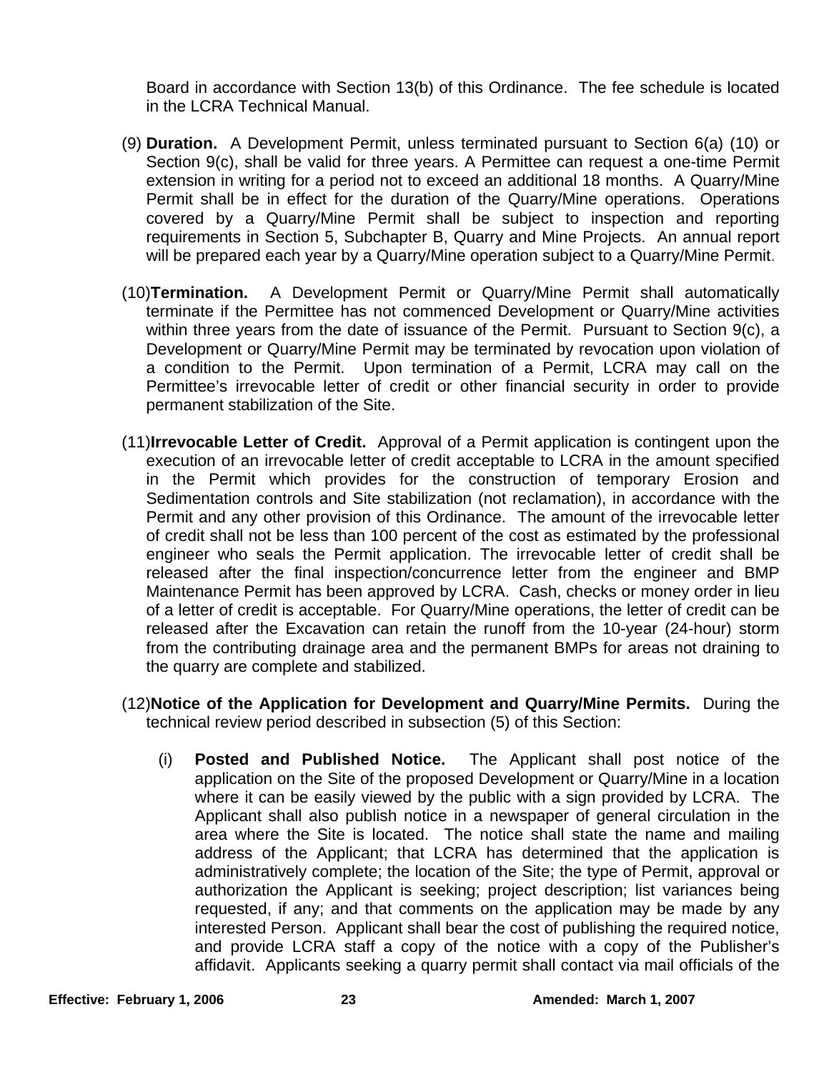Board in accordance with Section 13(b) of this Ordinance. The fee schedule is located in the LCRA Technical Manual.

(9) **Duration.** A Development Permit, unless terminated pursuant to Section 6(a) (10) or Section 9(c), shall be valid for three years. A Permittee can request a one-time Permit extension in writing for a period not to exceed an additional 18 months. A Quarry/Mine Permit shall be in effect for the duration of the Quarry/Mine operations. Operations covered by a Quarry/Mine Permit shall be subject to inspection and reporting requirements in Section 5, Subchapter B, Quarry and Mine Projects. An annual report will be prepared each year by a Quarry/Mine operation subject to a Quarry/Mine Permit.

(10) **Termination.** A Development Permit or Quarry/Mine Permit shall automatically terminate if the Permittee has not commenced Development or Quarry/Mine activities within three years from the date of issuance of the Permit. Pursuant to Section 9(c), a Development or Quarry/Mine Permit may be terminated by revocation upon violation of a condition to the Permit. Upon termination of a Permit, LCRA may call on the Permittee's irrevocable letter of credit or other financial security in order to provide permanent stabilization of the Site.

(11) **Irrevocable Letter of Credit.** Approval of a Permit application is contingent upon the execution of an irrevocable letter of credit acceptable to LCRA in the amount specified in the Permit which provides for the construction of temporary Erosion and Sedimentation controls and Site stabilization (not reclamation), in accordance with the Permit and any other provision of this Ordinance. The amount of the irrevocable letter of credit shall not be less than 100 percent of the cost as estimated by the professional engineer who seals the Permit application. The irrevocable letter of credit shall be released after the final inspection/concurrence letter from the engineer and BMP Maintenance Permit has been approved by LCRA. Cash, checks or money order in lieu of a letter of credit is acceptable. For Quarry/Mine operations, the letter of credit can be released after the Excavation can retain the runoff from the 10-year (24-hour) storm from the contributing drainage area and the permanent BMPs for areas not draining to the quarry are complete and stabilized.

(12) **Notice of the Application for Development and Quarry/Mine Permits.** During the technical review period described in subsection (5) of this Section:

(i) **Posted and Published Notice.** The Applicant shall post notice of the application on the Site of the proposed Development or Quarry/Mine in a location where it can be easily viewed by the public with a sign provided by LCRA. The Applicant shall also publish notice in a newspaper of general circulation in the area where the Site is located. The notice shall state the name and mailing address of the Applicant; that LCRA has determined that the application is administratively complete; the location of the Site; the type of Permit, approval or authorization the Applicant is seeking; project description; list variances being requested, if any; and that comments on the application may be made by any interested Person. Applicant shall bear the cost of publishing the required notice, and provide LCRA staff a copy of the notice with a copy of the Publisher's affidavit. Applicants seeking a quarry permit shall contact via mail officials of the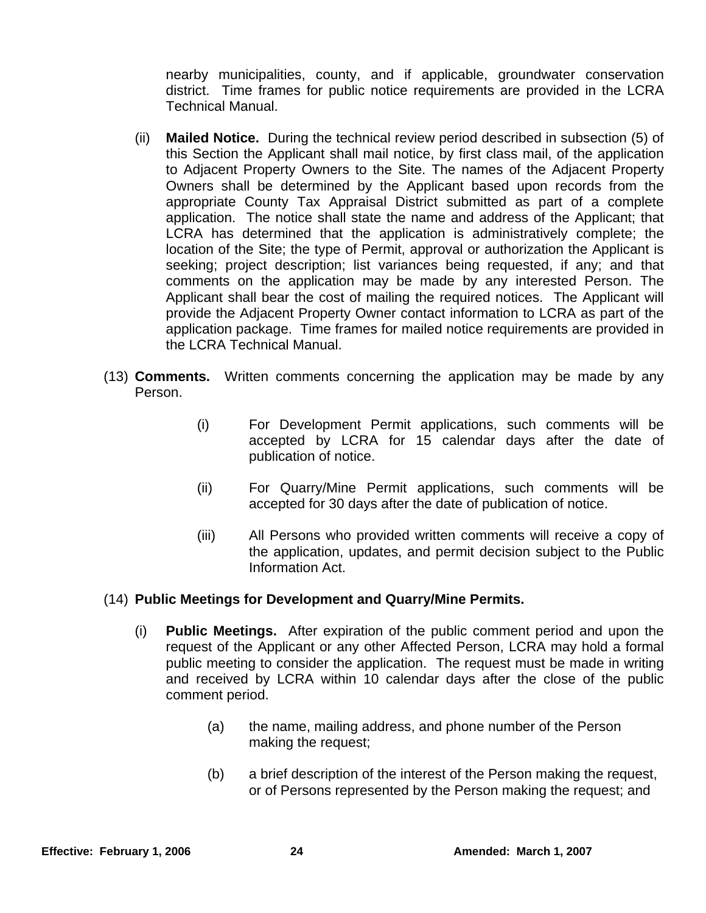nearby municipalities, county, and if applicable, groundwater conservation district. Time frames for public notice requirements are provided in the LCRA Technical Manual.

(ii) **Mailed Notice.** During the technical review period described in subsection (5) of this Section the Applicant shall mail notice, by first class mail, of the application to Adjacent Property Owners to the Site. The names of the Adjacent Property Owners shall be determined by the Applicant based upon records from the appropriate County Tax Appraisal District submitted as part of a complete application. The notice shall state the name and address of the Applicant; that LCRA has determined that the application is administratively complete; the location of the Site; the type of Permit, approval or authorization the Applicant is seeking; project description; list variances being requested, if any; and that comments on the application may be made by any interested Person. The Applicant shall bear the cost of mailing the required notices. The Applicant will provide the Adjacent Property Owner contact information to LCRA as part of the application package. Time frames for mailed notice requirements are provided in the LCRA Technical Manual.

(13) **Comments.** Written comments concerning the application may be made by any Person.

(i) For Development Permit applications, such comments will be accepted by LCRA for 15 calendar days after the date of publication of notice.

(ii) For Quarry/Mine Permit applications, such comments will be accepted for 30 days after the date of publication of notice.

(iii) All Persons who provided written comments will receive a copy of the application, updates, and permit decision subject to the Public Information Act.

(14) **Public Meetings for Development and Quarry/Mine Permits.**

(i) **Public Meetings.** After expiration of the public comment period and upon the request of the Applicant or any other Affected Person, LCRA may hold a formal public meeting to consider the application. The request must be made in writing and received by LCRA within 10 calendar days after the close of the public comment period.

(a) the name, mailing address, and phone number of the Person making the request;

(b) a brief description of the interest of the Person making the request, or of Persons represented by the Person making the request; and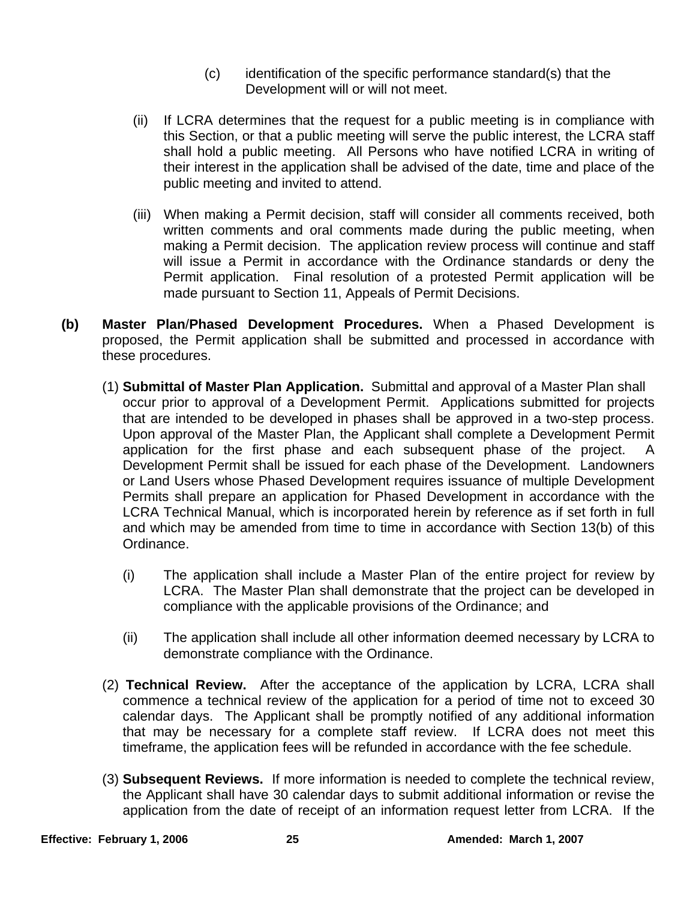(c) identification of the specific performance standard(s) that the Development will or will not meet.

(ii) If LCRA determines that the request for a public meeting is in compliance with this Section, or that a public meeting will serve the public interest, the LCRA staff shall hold a public meeting. All Persons who have notified LCRA in writing of their interest in the application shall be advised of the date, time and place of the public meeting and invited to attend.

(iii) When making a Permit decision, staff will consider all comments received, both written comments and oral comments made during the public meeting, when making a Permit decision. The application review process will continue and staff will issue a Permit in accordance with the Ordinance standards or deny the Permit application. Final resolution of a protested Permit application will be made pursuant to Section 11, Appeals of Permit Decisions.

**(b) Master Plan/Phased Development Procedures.** When a Phased Development is proposed, the Permit application shall be submitted and processed in accordance with these procedures.

(1) **Submittal of Master Plan Application.** Submittal and approval of a Master Plan shall occur prior to approval of a Development Permit. Applications submitted for projects that are intended to be developed in phases shall be approved in a two-step process. Upon approval of the Master Plan, the Applicant shall complete a Development Permit application for the first phase and each subsequent phase of the project. A Development Permit shall be issued for each phase of the Development. Landowners or Land Users whose Phased Development requires issuance of multiple Development Permits shall prepare an application for Phased Development in accordance with the LCRA Technical Manual, which is incorporated herein by reference as if set forth in full and which may be amended from time to time in accordance with Section 13(b) of this Ordinance.

(i) The application shall include a Master Plan of the entire project for review by LCRA. The Master Plan shall demonstrate that the project can be developed in compliance with the applicable provisions of the Ordinance; and

(ii) The application shall include all other information deemed necessary by LCRA to demonstrate compliance with the Ordinance.

(2) **Technical Review.** After the acceptance of the application by LCRA, LCRA shall commence a technical review of the application for a period of time not to exceed 30 calendar days. The Applicant shall be promptly notified of any additional information that may be necessary for a complete staff review. If LCRA does not meet this timeframe, the application fees will be refunded in accordance with the fee schedule.

(3) **Subsequent Reviews.** If more information is needed to complete the technical review, the Applicant shall have 30 calendar days to submit additional information or revise the application from the date of receipt of an information request letter from LCRA. If the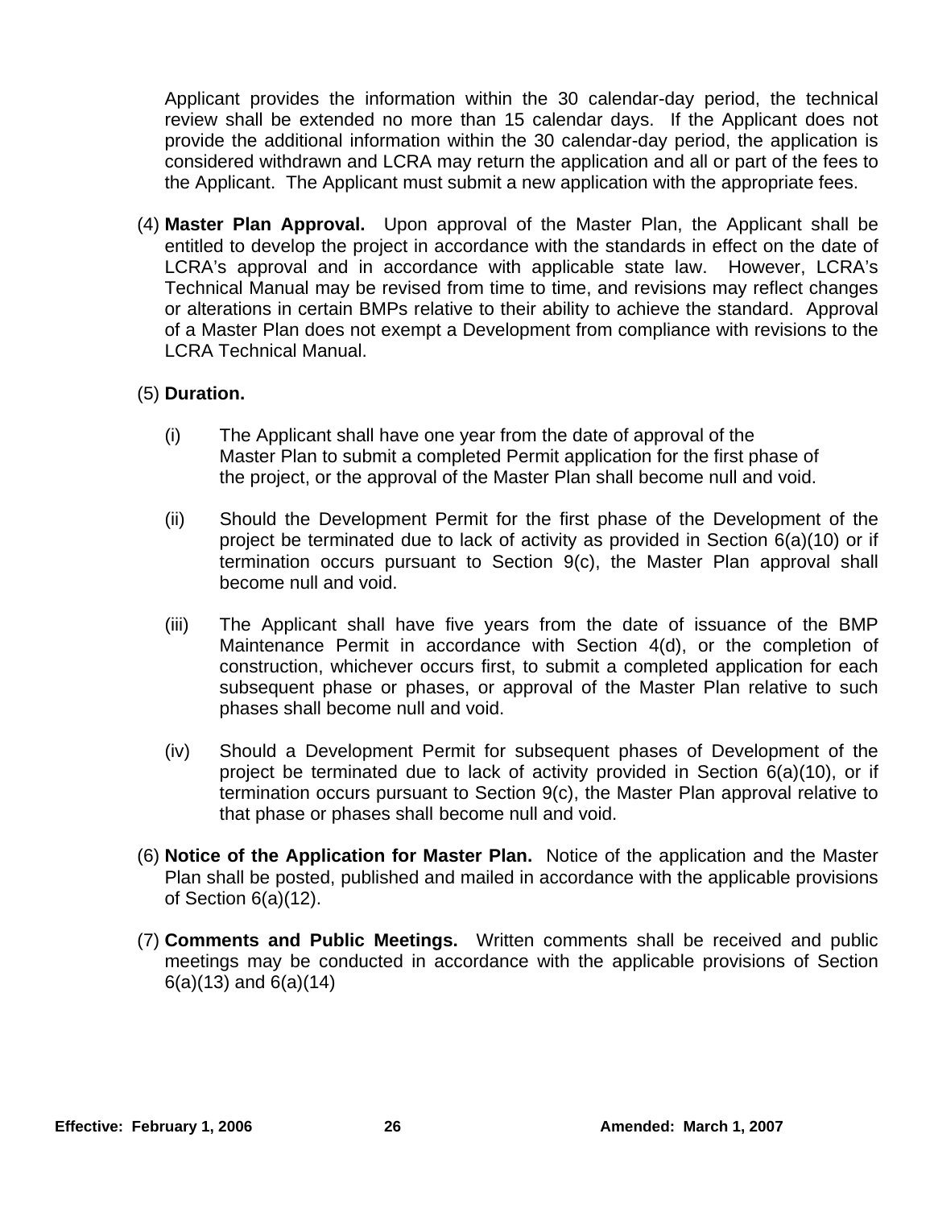Applicant provides the information within the 30 calendar-day period, the technical review shall be extended no more than 15 calendar days. If the Applicant does not provide the additional information within the 30 calendar-day period, the application is considered withdrawn and LCRA may return the application and all or part of the fees to the Applicant. The Applicant must submit a new application with the appropriate fees.

(4) **Master Plan Approval.** Upon approval of the Master Plan, the Applicant shall be entitled to develop the project in accordance with the standards in effect on the date of LCRA's approval and in accordance with applicable state law. However, LCRA's Technical Manual may be revised from time to time, and revisions may reflect changes or alterations in certain BMPs relative to their ability to achieve the standard. Approval of a Master Plan does not exempt a Development from compliance with revisions to the LCRA Technical Manual.

(5) **Duration.**

(i) The Applicant shall have one year from the date of approval of the Master Plan to submit a completed Permit application for the first phase of the project, or the approval of the Master Plan shall become null and void.

(ii) Should the Development Permit for the first phase of the Development of the project be terminated due to lack of activity as provided in Section 6(a)(10) or if termination occurs pursuant to Section 9(c), the Master Plan approval shall become null and void.

(iii) The Applicant shall have five years from the date of issuance of the BMP Maintenance Permit in accordance with Section 4(d), or the completion of construction, whichever occurs first, to submit a completed application for each subsequent phase or phases, or approval of the Master Plan relative to such phases shall become null and void.

(iv) Should a Development Permit for subsequent phases of Development of the project be terminated due to lack of activity provided in Section 6(a)(10), or if termination occurs pursuant to Section 9(c), the Master Plan approval relative to that phase or phases shall become null and void.

(6) **Notice of the Application for Master Plan.** Notice of the application and the Master Plan shall be posted, published and mailed in accordance with the applicable provisions of Section 6(a)(12).

(7) **Comments and Public Meetings.** Written comments shall be received and public meetings may be conducted in accordance with the applicable provisions of Section 6(a)(13) and 6(a)(14)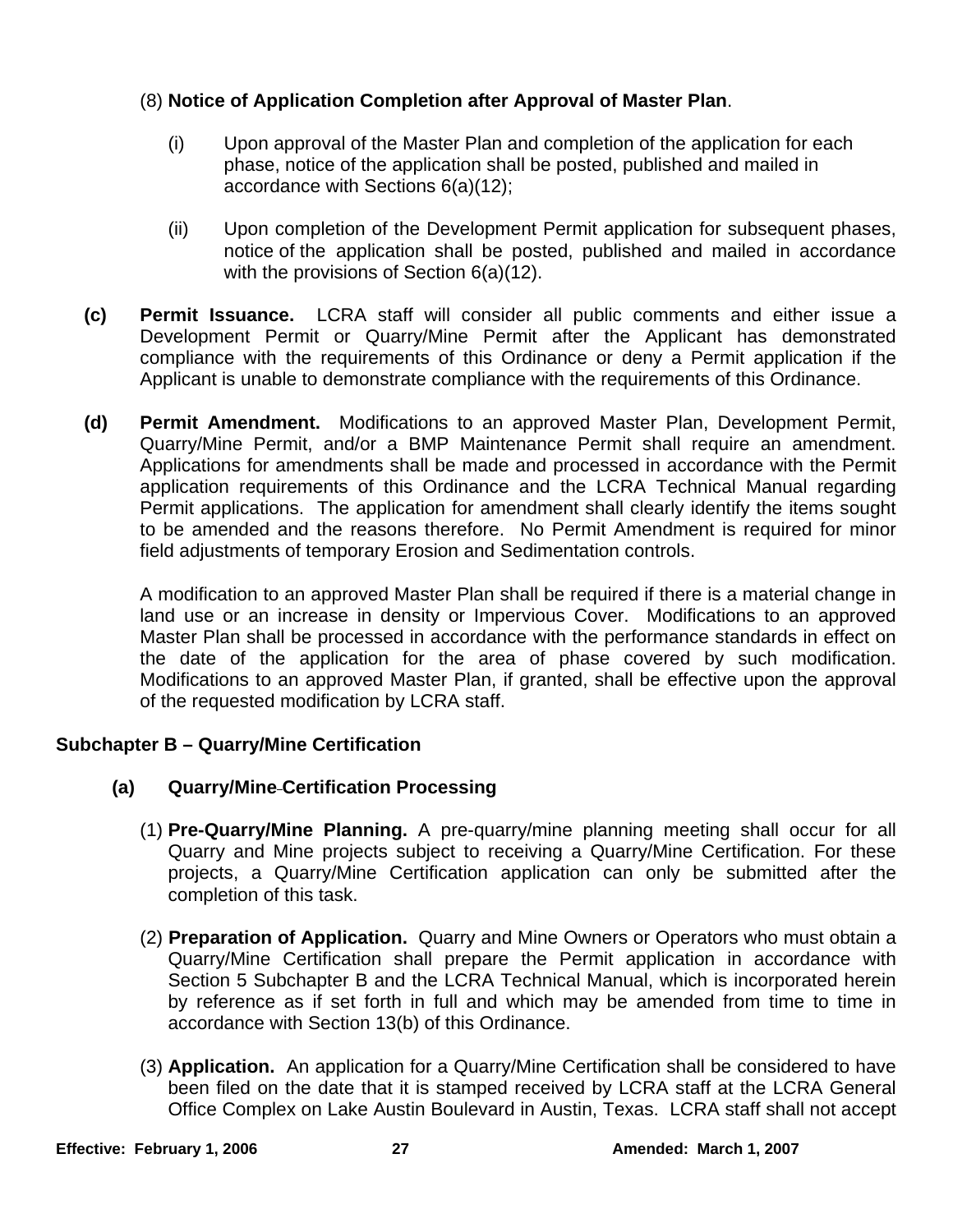(8) **Notice of Application Completion after Approval of Master Plan**.

(i) Upon approval of the Master Plan and completion of the application for each phase, notice of the application shall be posted, published and mailed in accordance with Sections 6(a)(12);

(ii) Upon completion of the Development Permit application for subsequent phases, notice of the application shall be posted, published and mailed in accordance with the provisions of Section 6(a)(12).

**(c) Permit Issuance.** LCRA staff will consider all public comments and either issue a Development Permit or Quarry/Mine Permit after the Applicant has demonstrated compliance with the requirements of this Ordinance or deny a Permit application if the Applicant is unable to demonstrate compliance with the requirements of this Ordinance.

**(d) Permit Amendment.** Modifications to an approved Master Plan, Development Permit, Quarry/Mine Permit, and/or a BMP Maintenance Permit shall require an amendment. Applications for amendments shall be made and processed in accordance with the Permit application requirements of this Ordinance and the LCRA Technical Manual regarding Permit applications. The application for amendment shall clearly identify the items sought to be amended and the reasons therefore. No Permit Amendment is required for minor field adjustments of temporary Erosion and Sedimentation controls.

A modification to an approved Master Plan shall be required if there is a material change in land use or an increase in density or Impervious Cover. Modifications to an approved Master Plan shall be processed in accordance with the performance standards in effect on the date of the application for the area of phase covered by such modification. Modifications to an approved Master Plan, if granted, shall be effective upon the approval of the requested modification by LCRA staff.

## Subchapter B – Quarry/Mine Certification

### (a) Quarry/Mine Certification Processing

(1) **Pre-Quarry/Mine Planning.** A pre-quarry/mine planning meeting shall occur for all Quarry and Mine projects subject to receiving a Quarry/Mine Certification. For these projects, a Quarry/Mine Certification application can only be submitted after the completion of this task.

(2) **Preparation of Application.** Quarry and Mine Owners or Operators who must obtain a Quarry/Mine Certification shall prepare the Permit application in accordance with Section 5 Subchapter B and the LCRA Technical Manual, which is incorporated herein by reference as if set forth in full and which may be amended from time to time in accordance with Section 13(b) of this Ordinance.

(3) **Application.** An application for a Quarry/Mine Certification shall be considered to have been filed on the date that it is stamped received by LCRA staff at the LCRA General Office Complex on Lake Austin Boulevard in Austin, Texas. LCRA staff shall not accept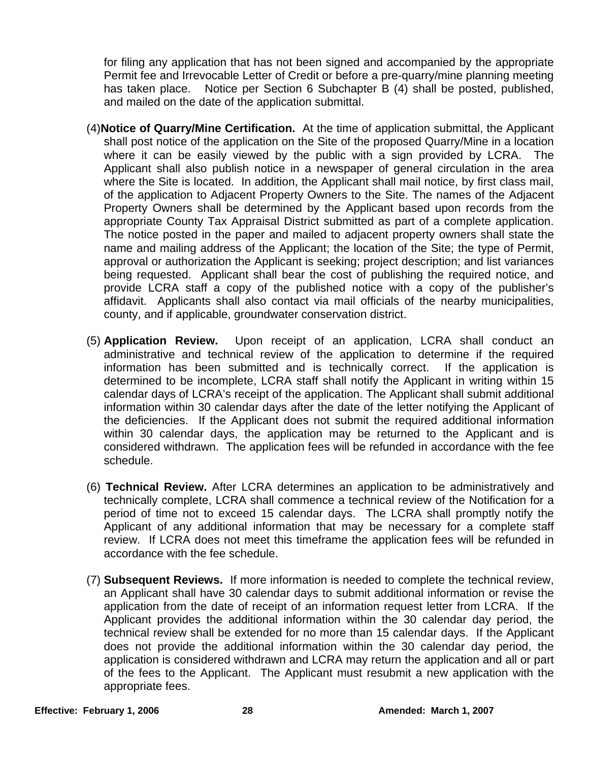for filing any application that has not been signed and accompanied by the appropriate Permit fee and Irrevocable Letter of Credit or before a pre-quarry/mine planning meeting has taken place. Notice per Section 6 Subchapter B (4) shall be posted, published, and mailed on the date of the application submittal.

(4) **Notice of Quarry/Mine Certification.** At the time of application submittal, the Applicant shall post notice of the application on the Site of the proposed Quarry/Mine in a location where it can be easily viewed by the public with a sign provided by LCRA. The Applicant shall also publish notice in a newspaper of general circulation in the area where the Site is located. In addition, the Applicant shall mail notice, by first class mail, of the application to Adjacent Property Owners to the Site. The names of the Adjacent Property Owners shall be determined by the Applicant based upon records from the appropriate County Tax Appraisal District submitted as part of a complete application. The notice posted in the paper and mailed to adjacent property owners shall state the name and mailing address of the Applicant; the location of the Site; the type of Permit, approval or authorization the Applicant is seeking; project description; and list variances being requested. Applicant shall bear the cost of publishing the required notice, and provide LCRA staff a copy of the published notice with a copy of the publisher's affidavit. Applicants shall also contact via mail officials of the nearby municipalities, county, and if applicable, groundwater conservation district.

(5) **Application Review.** Upon receipt of an application, LCRA shall conduct an administrative and technical review of the application to determine if the required information has been submitted and is technically correct. If the application is determined to be incomplete, LCRA staff shall notify the Applicant in writing within 15 calendar days of LCRA's receipt of the application. The Applicant shall submit additional information within 30 calendar days after the date of the letter notifying the Applicant of the deficiencies. If the Applicant does not submit the required additional information within 30 calendar days, the application may be returned to the Applicant and is considered withdrawn. The application fees will be refunded in accordance with the fee schedule.

(6) **Technical Review.** After LCRA determines an application to be administratively and technically complete, LCRA shall commence a technical review of the Notification for a period of time not to exceed 15 calendar days. The LCRA shall promptly notify the Applicant of any additional information that may be necessary for a complete staff review. If LCRA does not meet this timeframe the application fees will be refunded in accordance with the fee schedule.

(7) **Subsequent Reviews.** If more information is needed to complete the technical review, an Applicant shall have 30 calendar days to submit additional information or revise the application from the date of receipt of an information request letter from LCRA. If the Applicant provides the additional information within the 30 calendar day period, the technical review shall be extended for no more than 15 calendar days. If the Applicant does not provide the additional information within the 30 calendar day period, the application is considered withdrawn and LCRA may return the application and all or part of the fees to the Applicant. The Applicant must resubmit a new application with the appropriate fees.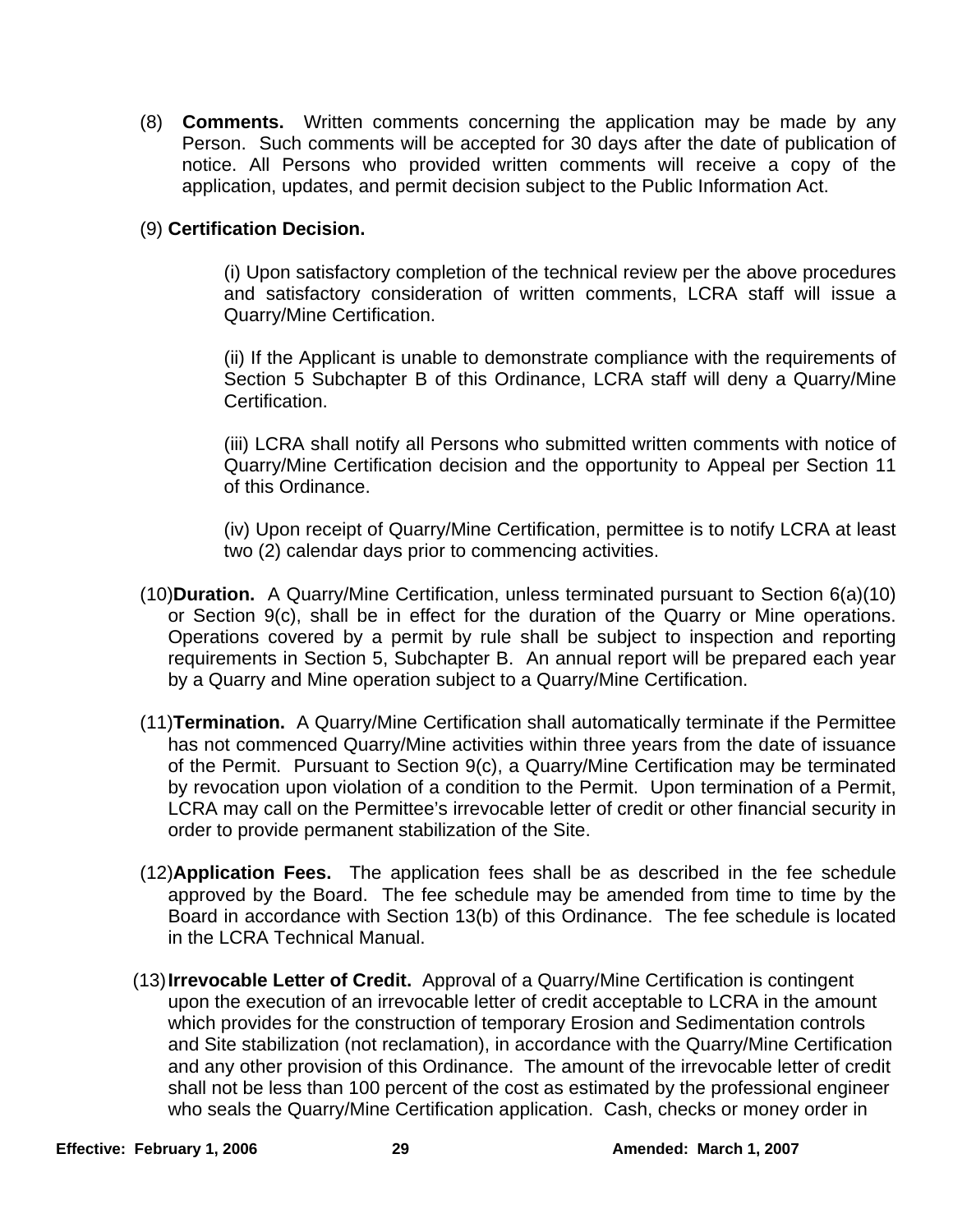(8) **Comments.** Written comments concerning the application may be made by any Person. Such comments will be accepted for 30 days after the date of publication of notice. All Persons who provided written comments will receive a copy of the application, updates, and permit decision subject to the Public Information Act.

(9) **Certification Decision.**

(i) Upon satisfactory completion of the technical review per the above procedures and satisfactory consideration of written comments, LCRA staff will issue a Quarry/Mine Certification.

(ii) If the Applicant is unable to demonstrate compliance with the requirements of Section 5 Subchapter B of this Ordinance, LCRA staff will deny a Quarry/Mine Certification.

(iii) LCRA shall notify all Persons who submitted written comments with notice of Quarry/Mine Certification decision and the opportunity to Appeal per Section 11 of this Ordinance.

(iv) Upon receipt of Quarry/Mine Certification, permittee is to notify LCRA at least two (2) calendar days prior to commencing activities.

(10) **Duration.** A Quarry/Mine Certification, unless terminated pursuant to Section 6(a)(10) or Section 9(c), shall be in effect for the duration of the Quarry or Mine operations. Operations covered by a permit by rule shall be subject to inspection and reporting requirements in Section 5, Subchapter B. An annual report will be prepared each year by a Quarry and Mine operation subject to a Quarry/Mine Certification.

(11) **Termination.** A Quarry/Mine Certification shall automatically terminate if the Permittee has not commenced Quarry/Mine activities within three years from the date of issuance of the Permit. Pursuant to Section 9(c), a Quarry/Mine Certification may be terminated by revocation upon violation of a condition to the Permit. Upon termination of a Permit, LCRA may call on the Permittee's irrevocable letter of credit or other financial security in order to provide permanent stabilization of the Site.

(12) **Application Fees.** The application fees shall be as described in the fee schedule approved by the Board. The fee schedule may be amended from time to time by the Board in accordance with Section 13(b) of this Ordinance. The fee schedule is located in the LCRA Technical Manual.

(13) **Irrevocable Letter of Credit.** Approval of a Quarry/Mine Certification is contingent upon the execution of an irrevocable letter of credit acceptable to LCRA in the amount which provides for the construction of temporary Erosion and Sedimentation controls and Site stabilization (not reclamation), in accordance with the Quarry/Mine Certification and any other provision of this Ordinance. The amount of the irrevocable letter of credit shall not be less than 100 percent of the cost as estimated by the professional engineer who seals the Quarry/Mine Certification application. Cash, checks or money order in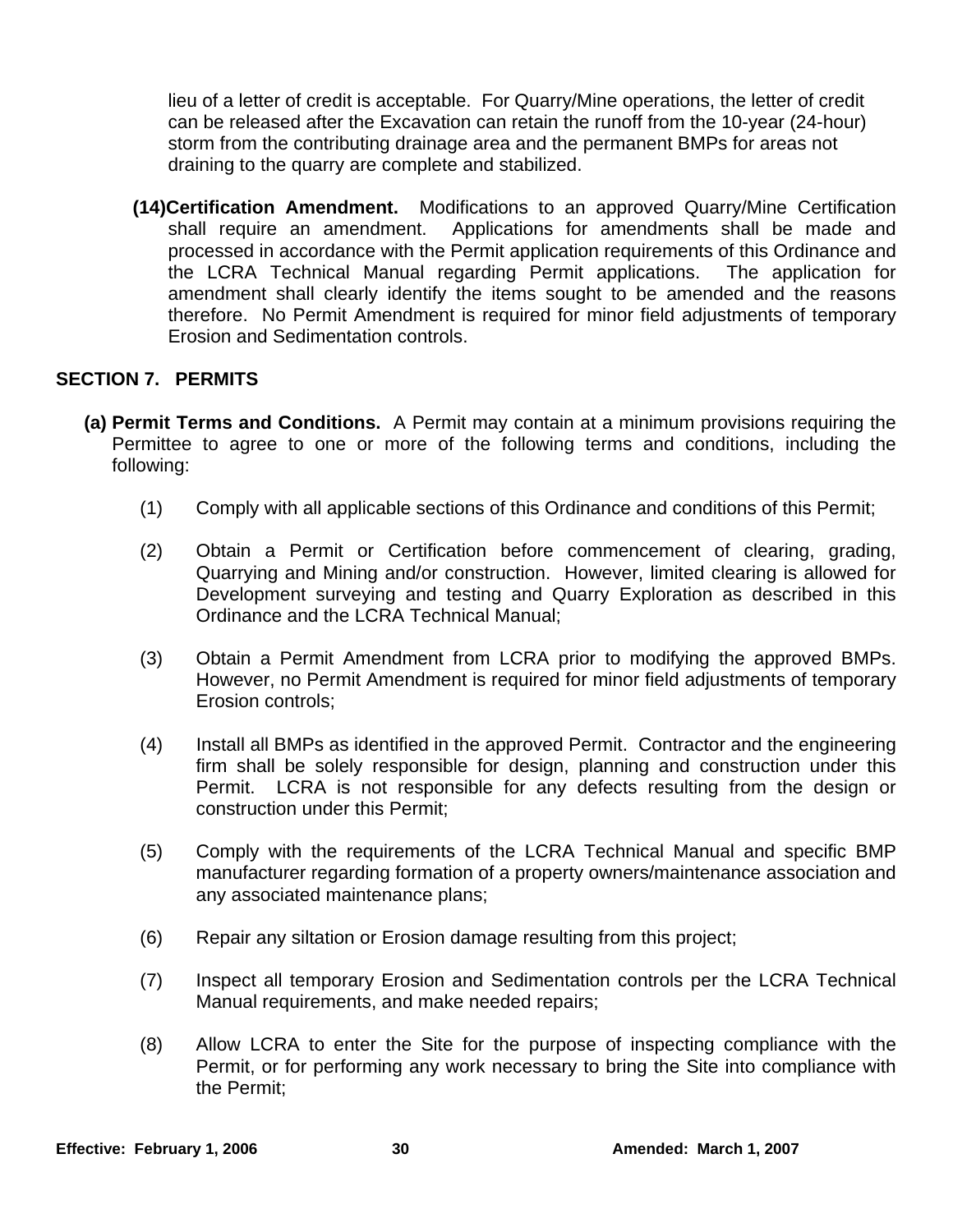lieu of a letter of credit is acceptable. For Quarry/Mine operations, the letter of credit can be released after the Excavation can retain the runoff from the 10-year (24-hour) storm from the contributing drainage area and the permanent BMPs for areas not draining to the quarry are complete and stabilized.

**(14) Certification Amendment.** Modifications to an approved Quarry/Mine Certification shall require an amendment. Applications for amendments shall be made and processed in accordance with the Permit application requirements of this Ordinance and the LCRA Technical Manual regarding Permit applications. The application for amendment shall clearly identify the items sought to be amended and the reasons therefore. No Permit Amendment is required for minor field adjustments of temporary Erosion and Sedimentation controls.

## SECTION 7. PERMITS

**(a) Permit Terms and Conditions.** A Permit may contain at a minimum provisions requiring the Permittee to agree to one or more of the following terms and conditions, including the following:

(1) Comply with all applicable sections of this Ordinance and conditions of this Permit;

(2) Obtain a Permit or Certification before commencement of clearing, grading, Quarrying and Mining and/or construction. However, limited clearing is allowed for Development surveying and testing and Quarry Exploration as described in this Ordinance and the LCRA Technical Manual;

(3) Obtain a Permit Amendment from LCRA prior to modifying the approved BMPs. However, no Permit Amendment is required for minor field adjustments of temporary Erosion controls;

(4) Install all BMPs as identified in the approved Permit. Contractor and the engineering firm shall be solely responsible for design, planning and construction under this Permit. LCRA is not responsible for any defects resulting from the design or construction under this Permit;

(5) Comply with the requirements of the LCRA Technical Manual and specific BMP manufacturer regarding formation of a property owners/maintenance association and any associated maintenance plans;

(6) Repair any siltation or Erosion damage resulting from this project;

(7) Inspect all temporary Erosion and Sedimentation controls per the LCRA Technical Manual requirements, and make needed repairs;

(8) Allow LCRA to enter the Site for the purpose of inspecting compliance with the Permit, or for performing any work necessary to bring the Site into compliance with the Permit;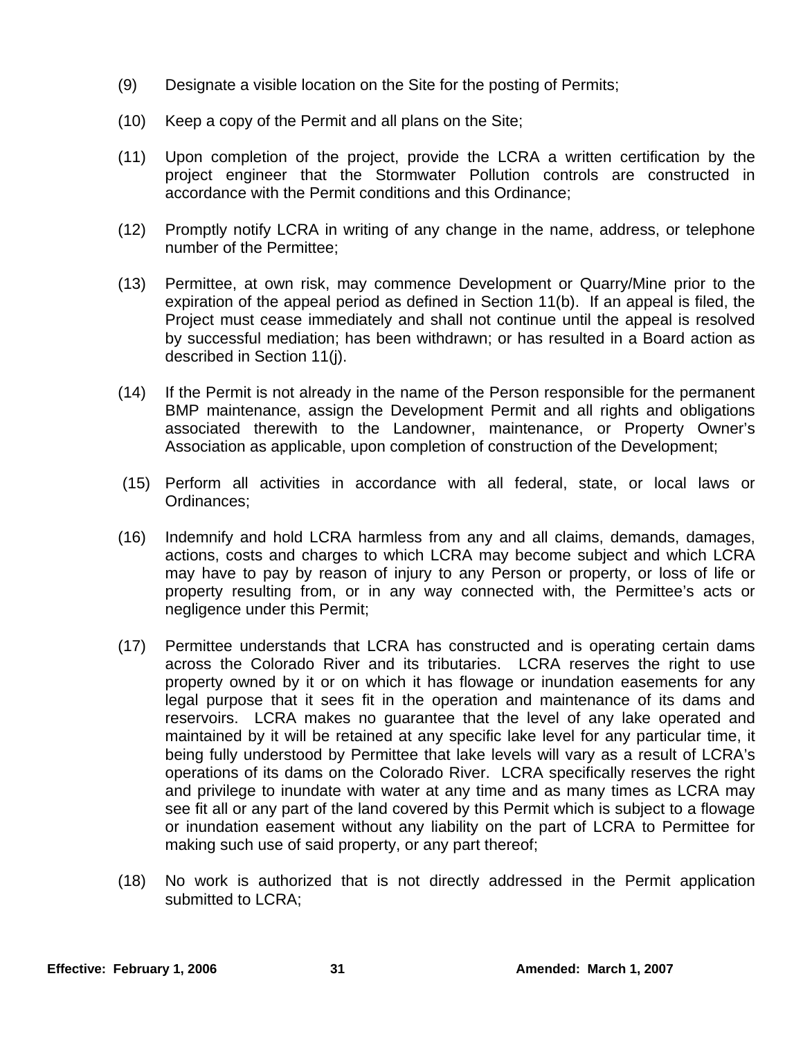(9) Designate a visible location on the Site for the posting of Permits;

(10) Keep a copy of the Permit and all plans on the Site;

(11) Upon completion of the project, provide the LCRA a written certification by the project engineer that the Stormwater Pollution controls are constructed in accordance with the Permit conditions and this Ordinance;

(12) Promptly notify LCRA in writing of any change in the name, address, or telephone number of the Permittee;

(13) Permittee, at own risk, may commence Development or Quarry/Mine prior to the expiration of the appeal period as defined in Section 11(b). If an appeal is filed, the Project must cease immediately and shall not continue until the appeal is resolved by successful mediation; has been withdrawn; or has resulted in a Board action as described in Section 11(j).

(14) If the Permit is not already in the name of the Person responsible for the permanent BMP maintenance, assign the Development Permit and all rights and obligations associated therewith to the Landowner, maintenance, or Property Owner's Association as applicable, upon completion of construction of the Development;

(15) Perform all activities in accordance with all federal, state, or local laws or Ordinances;

(16) Indemnify and hold LCRA harmless from any and all claims, demands, damages, actions, costs and charges to which LCRA may become subject and which LCRA may have to pay by reason of injury to any Person or property, or loss of life or property resulting from, or in any way connected with, the Permittee's acts or negligence under this Permit;

(17) Permittee understands that LCRA has constructed and is operating certain dams across the Colorado River and its tributaries. LCRA reserves the right to use property owned by it or on which it has flowage or inundation easements for any legal purpose that it sees fit in the operation and maintenance of its dams and reservoirs. LCRA makes no guarantee that the level of any lake operated and maintained by it will be retained at any specific lake level for any particular time, it being fully understood by Permittee that lake levels will vary as a result of LCRA's operations of its dams on the Colorado River. LCRA specifically reserves the right and privilege to inundate with water at any time and as many times as LCRA may see fit all or any part of the land covered by this Permit which is subject to a flowage or inundation easement without any liability on the part of LCRA to Permittee for making such use of said property, or any part thereof;

(18) No work is authorized that is not directly addressed in the Permit application submitted to LCRA;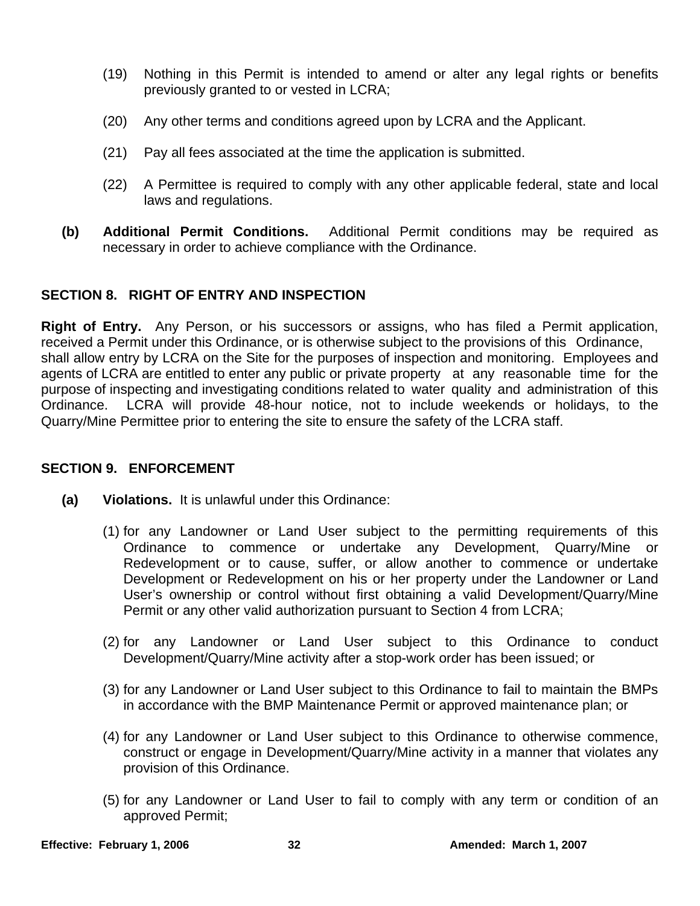(19) Nothing in this Permit is intended to amend or alter any legal rights or benefits previously granted to or vested in LCRA;

(20) Any other terms and conditions agreed upon by LCRA and the Applicant.

(21) Pay all fees associated at the time the application is submitted.

(22) A Permittee is required to comply with any other applicable federal, state and local laws and regulations.

**(b) Additional Permit Conditions.** Additional Permit conditions may be required as necessary in order to achieve compliance with the Ordinance.

## SECTION 8. RIGHT OF ENTRY AND INSPECTION

**Right of Entry.** Any Person, or his successors or assigns, who has filed a Permit application, received a Permit under this Ordinance, or is otherwise subject to the provisions of this Ordinance, shall allow entry by LCRA on the Site for the purposes of inspection and monitoring. Employees and agents of LCRA are entitled to enter any public or private property at any reasonable time for the purpose of inspecting and investigating conditions related to water quality and administration of this Ordinance. LCRA will provide 48-hour notice, not to include weekends or holidays, to the Quarry/Mine Permittee prior to entering the site to ensure the safety of the LCRA staff.

## SECTION 9. ENFORCEMENT

**(a) Violations.** It is unlawful under this Ordinance:

(1) for any Landowner or Land User subject to the permitting requirements of this Ordinance to commence or undertake any Development, Quarry/Mine or Redevelopment or to cause, suffer, or allow another to commence or undertake Development or Redevelopment on his or her property under the Landowner or Land User's ownership or control without first obtaining a valid Development/Quarry/Mine Permit or any other valid authorization pursuant to Section 4 from LCRA;

(2) for any Landowner or Land User subject to this Ordinance to conduct Development/Quarry/Mine activity after a stop-work order has been issued; or

(3) for any Landowner or Land User subject to this Ordinance to fail to maintain the BMPs in accordance with the BMP Maintenance Permit or approved maintenance plan; or

(4) for any Landowner or Land User subject to this Ordinance to otherwise commence, construct or engage in Development/Quarry/Mine activity in a manner that violates any provision of this Ordinance.

(5) for any Landowner or Land User to fail to comply with any term or condition of an approved Permit;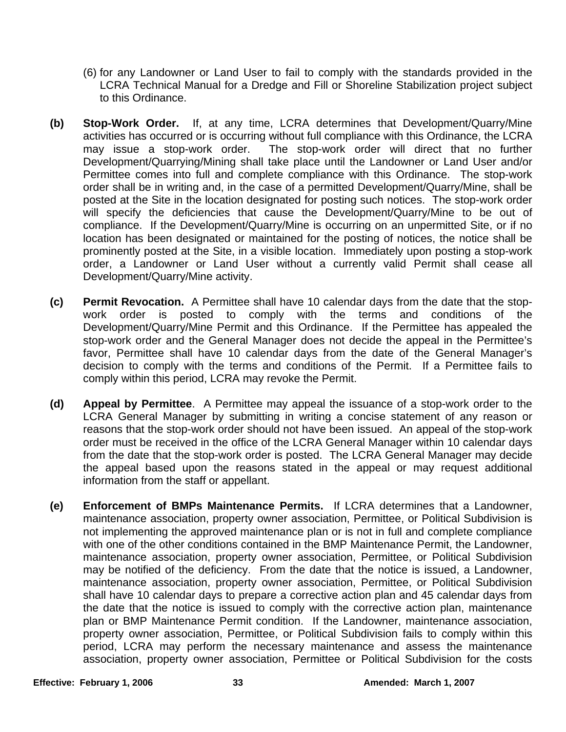(6) for any Landowner or Land User to fail to comply with the standards provided in the LCRA Technical Manual for a Dredge and Fill or Shoreline Stabilization project subject to this Ordinance.

**(b) Stop-Work Order.** If, at any time, LCRA determines that Development/Quarry/Mine activities has occurred or is occurring without full compliance with this Ordinance, the LCRA may issue a stop-work order. The stop-work order will direct that no further Development/Quarrying/Mining shall take place until the Landowner or Land User and/or Permittee comes into full and complete compliance with this Ordinance. The stop-work order shall be in writing and, in the case of a permitted Development/Quarry/Mine, shall be posted at the Site in the location designated for posting such notices. The stop-work order will specify the deficiencies that cause the Development/Quarry/Mine to be out of compliance. If the Development/Quarry/Mine is occurring on an unpermitted Site, or if no location has been designated or maintained for the posting of notices, the notice shall be prominently posted at the Site, in a visible location. Immediately upon posting a stop-work order, a Landowner or Land User without a currently valid Permit shall cease all Development/Quarry/Mine activity.

**(c) Permit Revocation.** A Permittee shall have 10 calendar days from the date that the stop-work order is posted to comply with the terms and conditions of the Development/Quarry/Mine Permit and this Ordinance. If the Permittee has appealed the stop-work order and the General Manager does not decide the appeal in the Permittee's favor, Permittee shall have 10 calendar days from the date of the General Manager's decision to comply with the terms and conditions of the Permit. If a Permittee fails to comply within this period, LCRA may revoke the Permit.

**(d) Appeal by Permittee**. A Permittee may appeal the issuance of a stop-work order to the LCRA General Manager by submitting in writing a concise statement of any reason or reasons that the stop-work order should not have been issued. An appeal of the stop-work order must be received in the office of the LCRA General Manager within 10 calendar days from the date that the stop-work order is posted. The LCRA General Manager may decide the appeal based upon the reasons stated in the appeal or may request additional information from the staff or appellant.

**(e) Enforcement of BMPs Maintenance Permits.** If LCRA determines that a Landowner, maintenance association, property owner association, Permittee, or Political Subdivision is not implementing the approved maintenance plan or is not in full and complete compliance with one of the other conditions contained in the BMP Maintenance Permit, the Landowner, maintenance association, property owner association, Permittee, or Political Subdivision may be notified of the deficiency. From the date that the notice is issued, a Landowner, maintenance association, property owner association, Permittee, or Political Subdivision shall have 10 calendar days to prepare a corrective action plan and 45 calendar days from the date that the notice is issued to comply with the corrective action plan, maintenance plan or BMP Maintenance Permit condition. If the Landowner, maintenance association, property owner association, Permittee, or Political Subdivision fails to comply within this period, LCRA may perform the necessary maintenance and assess the maintenance association, property owner association, Permittee or Political Subdivision for the costs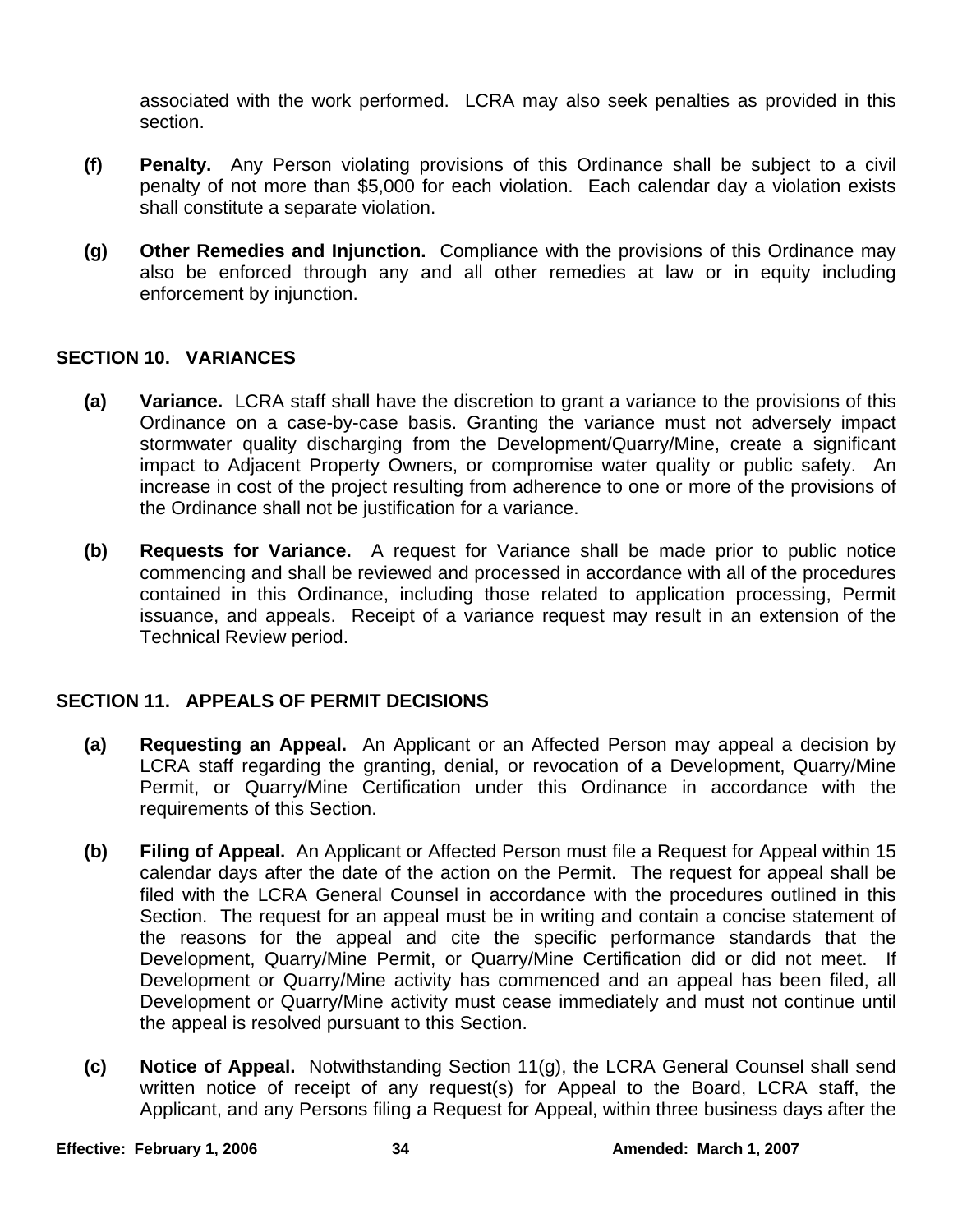associated with the work performed. LCRA may also seek penalties as provided in this section.

**(f) Penalty.** Any Person violating provisions of this Ordinance shall be subject to a civil penalty of not more than $5,000 for each violation. Each calendar day a violation exists shall constitute a separate violation.

**(g) Other Remedies and Injunction.** Compliance with the provisions of this Ordinance may also be enforced through any and all other remedies at law or in equity including enforcement by injunction.

## SECTION 10. VARIANCES

**(a) Variance.** LCRA staff shall have the discretion to grant a variance to the provisions of this Ordinance on a case-by-case basis. Granting the variance must not adversely impact stormwater quality discharging from the Development/Quarry/Mine, create a significant impact to Adjacent Property Owners, or compromise water quality or public safety. An increase in cost of the project resulting from adherence to one or more of the provisions of the Ordinance shall not be justification for a variance.

**(b) Requests for Variance.** A request for Variance shall be made prior to public notice commencing and shall be reviewed and processed in accordance with all of the procedures contained in this Ordinance, including those related to application processing, Permit issuance, and appeals. Receipt of a variance request may result in an extension of the Technical Review period.

## SECTION 11. APPEALS OF PERMIT DECISIONS

**(a) Requesting an Appeal.** An Applicant or an Affected Person may appeal a decision by LCRA staff regarding the granting, denial, or revocation of a Development, Quarry/Mine Permit, or Quarry/Mine Certification under this Ordinance in accordance with the requirements of this Section.

**(b) Filing of Appeal.** An Applicant or Affected Person must file a Request for Appeal within 15 calendar days after the date of the action on the Permit. The request for appeal shall be filed with the LCRA General Counsel in accordance with the procedures outlined in this Section. The request for an appeal must be in writing and contain a concise statement of the reasons for the appeal and cite the specific performance standards that the Development, Quarry/Mine Permit, or Quarry/Mine Certification did or did not meet. If Development or Quarry/Mine activity has commenced and an appeal has been filed, all Development or Quarry/Mine activity must cease immediately and must not continue until the appeal is resolved pursuant to this Section.

**(c) Notice of Appeal.** Notwithstanding Section 11(g), the LCRA General Counsel shall send written notice of receipt of any request(s) for Appeal to the Board, LCRA staff, the Applicant, and any Persons filing a Request for Appeal, within three business days after the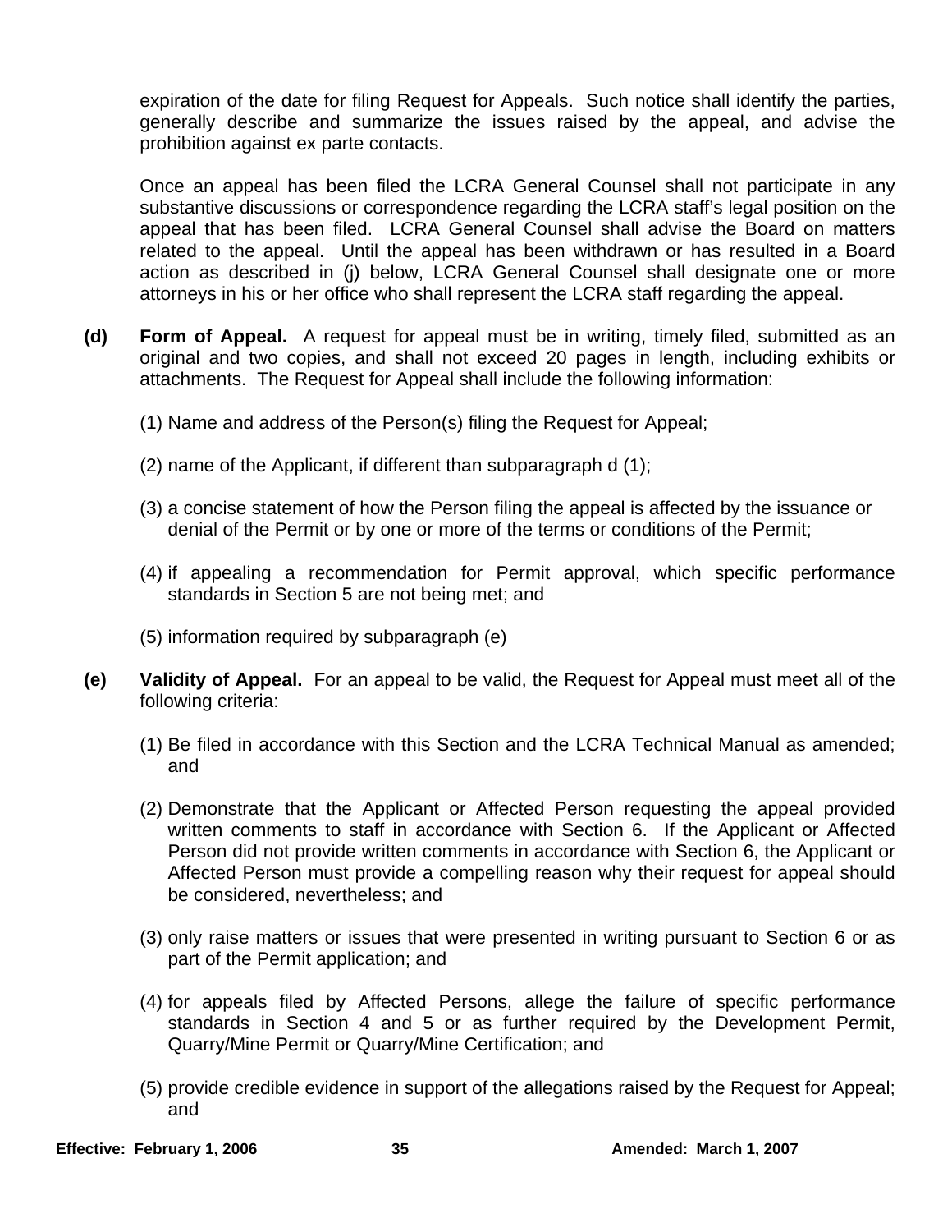expiration of the date for filing Request for Appeals. Such notice shall identify the parties, generally describe and summarize the issues raised by the appeal, and advise the prohibition against ex parte contacts.

Once an appeal has been filed the LCRA General Counsel shall not participate in any substantive discussions or correspondence regarding the LCRA staff's legal position on the appeal that has been filed. LCRA General Counsel shall advise the Board on matters related to the appeal. Until the appeal has been withdrawn or has resulted in a Board action as described in (j) below, LCRA General Counsel shall designate one or more attorneys in his or her office who shall represent the LCRA staff regarding the appeal.

**(d) Form of Appeal.** A request for appeal must be in writing, timely filed, submitted as an original and two copies, and shall not exceed 20 pages in length, including exhibits or attachments. The Request for Appeal shall include the following information:

(1) Name and address of the Person(s) filing the Request for Appeal;

(2) name of the Applicant, if different than subparagraph d (1);

(3) a concise statement of how the Person filing the appeal is affected by the issuance or denial of the Permit or by one or more of the terms or conditions of the Permit;

(4) if appealing a recommendation for Permit approval, which specific performance standards in Section 5 are not being met; and

(5) information required by subparagraph (e)

**(e) Validity of Appeal.** For an appeal to be valid, the Request for Appeal must meet all of the following criteria:

(1) Be filed in accordance with this Section and the LCRA Technical Manual as amended; and

(2) Demonstrate that the Applicant or Affected Person requesting the appeal provided written comments to staff in accordance with Section 6. If the Applicant or Affected Person did not provide written comments in accordance with Section 6, the Applicant or Affected Person must provide a compelling reason why their request for appeal should be considered, nevertheless; and

(3) only raise matters or issues that were presented in writing pursuant to Section 6 or as part of the Permit application; and

(4) for appeals filed by Affected Persons, allege the failure of specific performance standards in Section 4 and 5 or as further required by the Development Permit, Quarry/Mine Permit or Quarry/Mine Certification; and

(5) provide credible evidence in support of the allegations raised by the Request for Appeal; and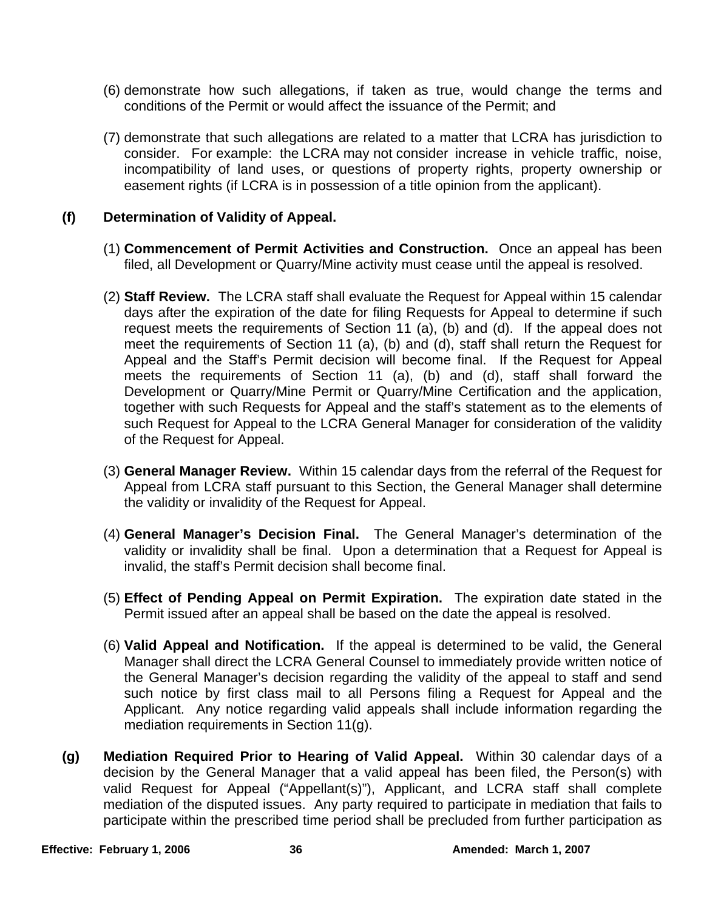(6) demonstrate how such allegations, if taken as true, would change the terms and conditions of the Permit or would affect the issuance of the Permit; and

(7) demonstrate that such allegations are related to a matter that LCRA has jurisdiction to consider. For example: the LCRA may not consider increase in vehicle traffic, noise, incompatibility of land uses, or questions of property rights, property ownership or easement rights (if LCRA is in possession of a title opinion from the applicant).

**(f) Determination of Validity of Appeal.**

(1) **Commencement of Permit Activities and Construction.** Once an appeal has been filed, all Development or Quarry/Mine activity must cease until the appeal is resolved.

(2) **Staff Review.** The LCRA staff shall evaluate the Request for Appeal within 15 calendar days after the expiration of the date for filing Requests for Appeal to determine if such request meets the requirements of Section 11 (a), (b) and (d). If the appeal does not meet the requirements of Section 11 (a), (b) and (d), staff shall return the Request for Appeal and the Staff's Permit decision will become final. If the Request for Appeal meets the requirements of Section 11 (a), (b) and (d), staff shall forward the Development or Quarry/Mine Permit or Quarry/Mine Certification and the application, together with such Requests for Appeal and the staff's statement as to the elements of such Request for Appeal to the LCRA General Manager for consideration of the validity of the Request for Appeal.

(3) **General Manager Review.** Within 15 calendar days from the referral of the Request for Appeal from LCRA staff pursuant to this Section, the General Manager shall determine the validity or invalidity of the Request for Appeal.

(4) **General Manager's Decision Final.** The General Manager's determination of the validity or invalidity shall be final. Upon a determination that a Request for Appeal is invalid, the staff's Permit decision shall become final.

(5) **Effect of Pending Appeal on Permit Expiration.** The expiration date stated in the Permit issued after an appeal shall be based on the date the appeal is resolved.

(6) **Valid Appeal and Notification.** If the appeal is determined to be valid, the General Manager shall direct the LCRA General Counsel to immediately provide written notice of the General Manager's decision regarding the validity of the appeal to staff and send such notice by first class mail to all Persons filing a Request for Appeal and the Applicant. Any notice regarding valid appeals shall include information regarding the mediation requirements in Section 11(g).

**(g) Mediation Required Prior to Hearing of Valid Appeal.** Within 30 calendar days of a decision by the General Manager that a valid appeal has been filed, the Person(s) with valid Request for Appeal ("Appellant(s)"), Applicant, and LCRA staff shall complete mediation of the disputed issues. Any party required to participate in mediation that fails to participate within the prescribed time period shall be precluded from further participation as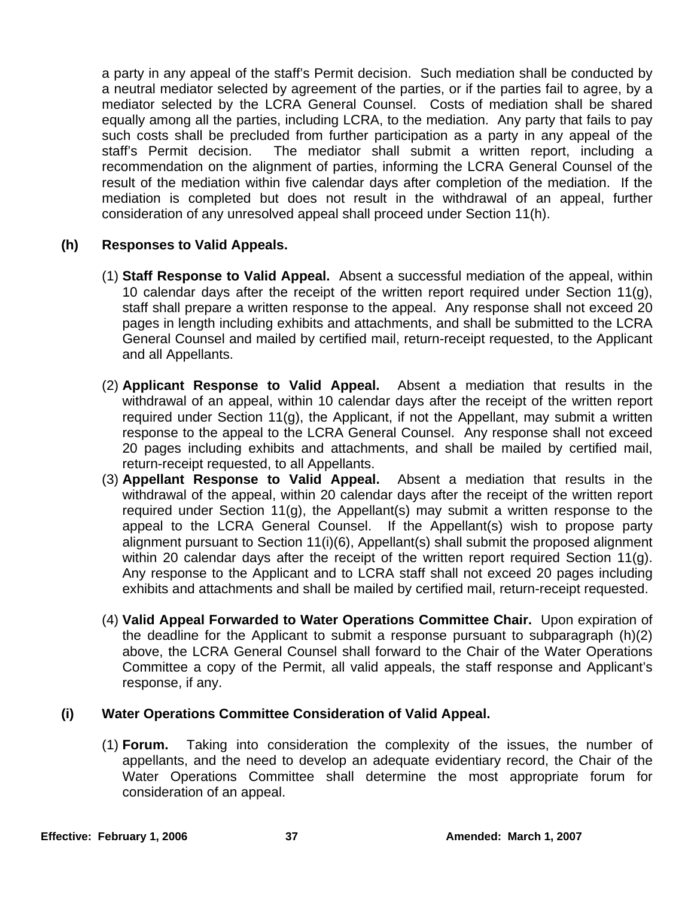a party in any appeal of the staff's Permit decision. Such mediation shall be conducted by a neutral mediator selected by agreement of the parties, or if the parties fail to agree, by a mediator selected by the LCRA General Counsel. Costs of mediation shall be shared equally among all the parties, including LCRA, to the mediation. Any party that fails to pay such costs shall be precluded from further participation as a party in any appeal of the staff's Permit decision. The mediator shall submit a written report, including a recommendation on the alignment of parties, informing the LCRA General Counsel of the result of the mediation within five calendar days after completion of the mediation. If the mediation is completed but does not result in the withdrawal of an appeal, further consideration of any unresolved appeal shall proceed under Section 11(h).

**(h) Responses to Valid Appeals.**

(1) **Staff Response to Valid Appeal.** Absent a successful mediation of the appeal, within 10 calendar days after the receipt of the written report required under Section 11(g), staff shall prepare a written response to the appeal. Any response shall not exceed 20 pages in length including exhibits and attachments, and shall be submitted to the LCRA General Counsel and mailed by certified mail, return-receipt requested, to the Applicant and all Appellants.

(2) **Applicant Response to Valid Appeal.** Absent a mediation that results in the withdrawal of an appeal, within 10 calendar days after the receipt of the written report required under Section 11(g), the Applicant, if not the Appellant, may submit a written response to the appeal to the LCRA General Counsel. Any response shall not exceed 20 pages including exhibits and attachments, and shall be mailed by certified mail, return-receipt requested, to all Appellants.

(3) **Appellant Response to Valid Appeal.** Absent a mediation that results in the withdrawal of the appeal, within 20 calendar days after the receipt of the written report required under Section 11(g), the Appellant(s) may submit a written response to the appeal to the LCRA General Counsel. If the Appellant(s) wish to propose party alignment pursuant to Section 11(i)(6), Appellant(s) shall submit the proposed alignment within 20 calendar days after the receipt of the written report required Section 11(g). Any response to the Applicant and to LCRA staff shall not exceed 20 pages including exhibits and attachments and shall be mailed by certified mail, return-receipt requested.

(4) **Valid Appeal Forwarded to Water Operations Committee Chair.** Upon expiration of the deadline for the Applicant to submit a response pursuant to subparagraph (h)(2) above, the LCRA General Counsel shall forward to the Chair of the Water Operations Committee a copy of the Permit, all valid appeals, the staff response and Applicant's response, if any.

**(i) Water Operations Committee Consideration of Valid Appeal.**

(1) **Forum.** Taking into consideration the complexity of the issues, the number of appellants, and the need to develop an adequate evidentiary record, the Chair of the Water Operations Committee shall determine the most appropriate forum for consideration of an appeal.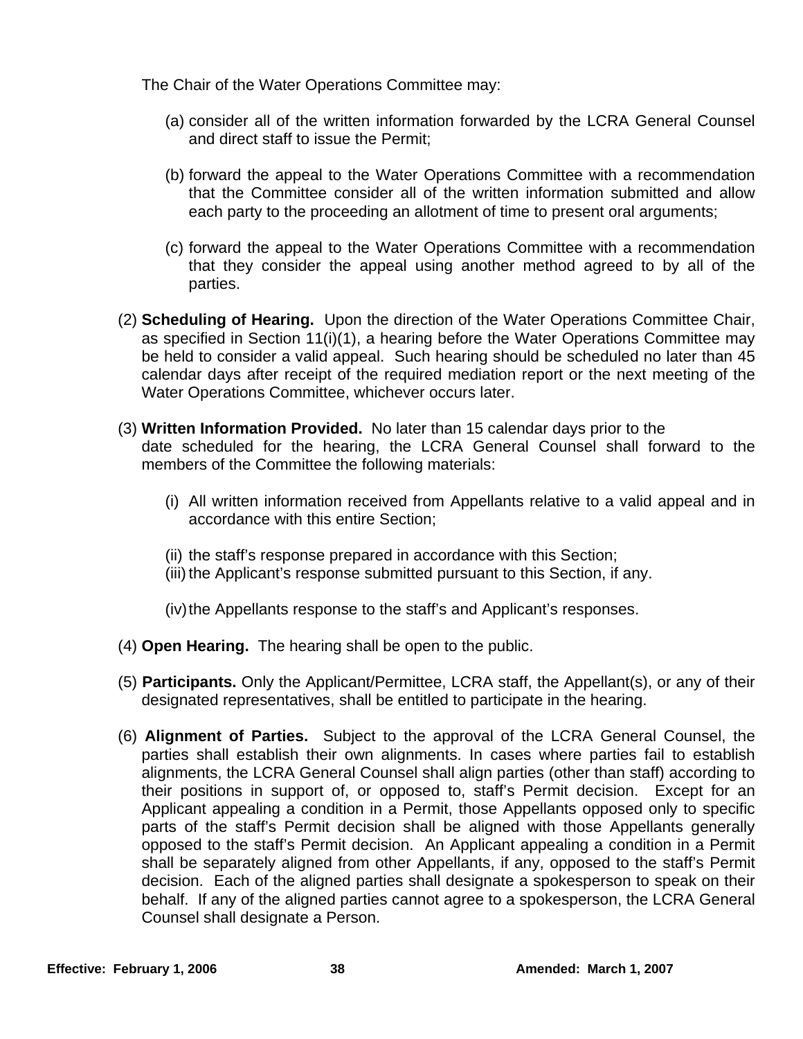The Chair of the Water Operations Committee may:

(a) consider all of the written information forwarded by the LCRA General Counsel and direct staff to issue the Permit;

(b) forward the appeal to the Water Operations Committee with a recommendation that the Committee consider all of the written information submitted and allow each party to the proceeding an allotment of time to present oral arguments;

(c) forward the appeal to the Water Operations Committee with a recommendation that they consider the appeal using another method agreed to by all of the parties.

(2) **Scheduling of Hearing.** Upon the direction of the Water Operations Committee Chair, as specified in Section 11(i)(1), a hearing before the Water Operations Committee may be held to consider a valid appeal. Such hearing should be scheduled no later than 45 calendar days after receipt of the required mediation report or the next meeting of the Water Operations Committee, whichever occurs later.

(3) **Written Information Provided.** No later than 15 calendar days prior to the date scheduled for the hearing, the LCRA General Counsel shall forward to the members of the Committee the following materials:

(i) All written information received from Appellants relative to a valid appeal and in accordance with this entire Section;

(ii) the staff's response prepared in accordance with this Section;

(iii) the Applicant's response submitted pursuant to this Section, if any.

(iv) the Appellants response to the staff's and Applicant's responses.

(4) **Open Hearing.** The hearing shall be open to the public.

(5) **Participants.** Only the Applicant/Permittee, LCRA staff, the Appellant(s), or any of their designated representatives, shall be entitled to participate in the hearing.

(6) **Alignment of Parties.** Subject to the approval of the LCRA General Counsel, the parties shall establish their own alignments. In cases where parties fail to establish alignments, the LCRA General Counsel shall align parties (other than staff) according to their positions in support of, or opposed to, staff's Permit decision. Except for an Applicant appealing a condition in a Permit, those Appellants opposed only to specific parts of the staff's Permit decision shall be aligned with those Appellants generally opposed to the staff's Permit decision. An Applicant appealing a condition in a Permit shall be separately aligned from other Appellants, if any, opposed to the staff's Permit decision. Each of the aligned parties shall designate a spokesperson to speak on their behalf. If any of the aligned parties cannot agree to a spokesperson, the LCRA General Counsel shall designate a Person.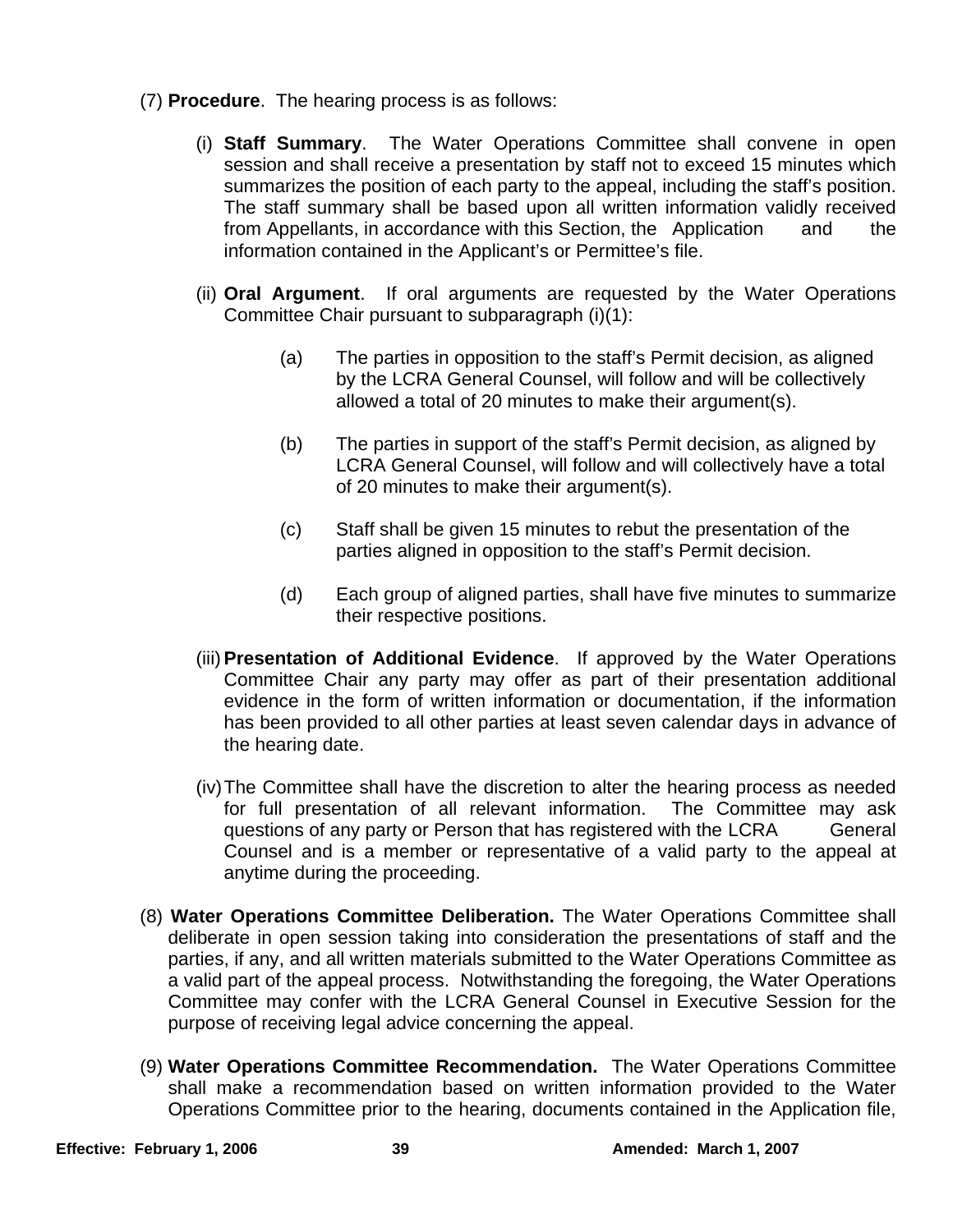(7) **Procedure**. The hearing process is as follows:

(i) **Staff Summary**. The Water Operations Committee shall convene in open session and shall receive a presentation by staff not to exceed 15 minutes which summarizes the position of each party to the appeal, including the staff's position. The staff summary shall be based upon all written information validly received from Appellants, in accordance with this Section, the Application and the information contained in the Applicant's or Permittee's file.

(ii) **Oral Argument**. If oral arguments are requested by the Water Operations Committee Chair pursuant to subparagraph (i)(1):

(a) The parties in opposition to the staff's Permit decision, as aligned by the LCRA General Counsel, will follow and will be collectively allowed a total of 20 minutes to make their argument(s).

(b) The parties in support of the staff's Permit decision, as aligned by LCRA General Counsel, will follow and will collectively have a total of 20 minutes to make their argument(s).

(c) Staff shall be given 15 minutes to rebut the presentation of the parties aligned in opposition to the staff's Permit decision.

(d) Each group of aligned parties, shall have five minutes to summarize their respective positions.

(iii) **Presentation of Additional Evidence**. If approved by the Water Operations Committee Chair any party may offer as part of their presentation additional evidence in the form of written information or documentation, if the information has been provided to all other parties at least seven calendar days in advance of the hearing date.

(iv) The Committee shall have the discretion to alter the hearing process as needed for full presentation of all relevant information. The Committee may ask questions of any party or Person that has registered with the LCRA General Counsel and is a member or representative of a valid party to the appeal at anytime during the proceeding.

(8) **Water Operations Committee Deliberation.** The Water Operations Committee shall deliberate in open session taking into consideration the presentations of staff and the parties, if any, and all written materials submitted to the Water Operations Committee as a valid part of the appeal process. Notwithstanding the foregoing, the Water Operations Committee may confer with the LCRA General Counsel in Executive Session for the purpose of receiving legal advice concerning the appeal.

(9) **Water Operations Committee Recommendation.** The Water Operations Committee shall make a recommendation based on written information provided to the Water Operations Committee prior to the hearing, documents contained in the Application file,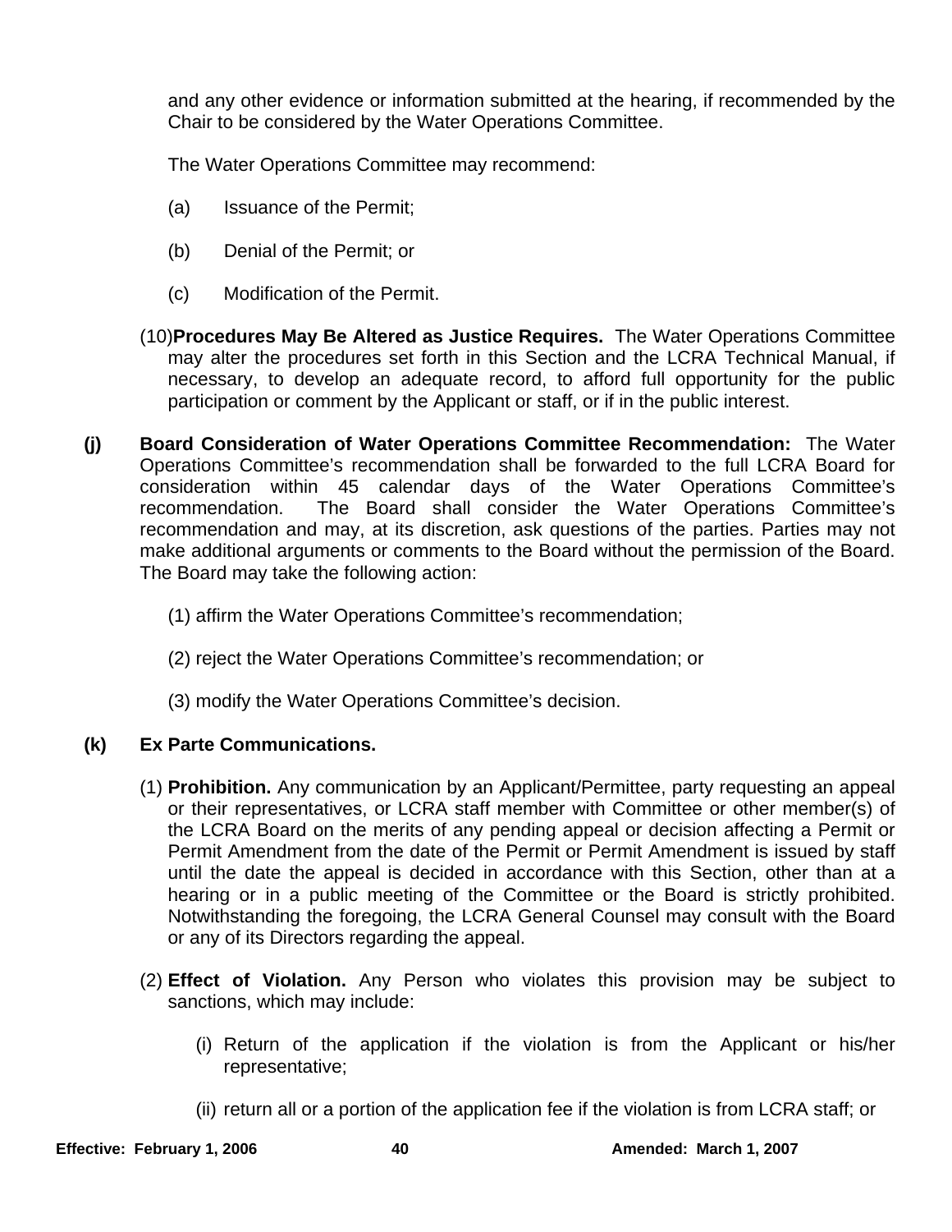and any other evidence or information submitted at the hearing, if recommended by the Chair to be considered by the Water Operations Committee.

The Water Operations Committee may recommend:

(a) Issuance of the Permit;

(b) Denial of the Permit; or

(c) Modification of the Permit.

(10) **Procedures May Be Altered as Justice Requires.** The Water Operations Committee may alter the procedures set forth in this Section and the LCRA Technical Manual, if necessary, to develop an adequate record, to afford full opportunity for the public participation or comment by the Applicant or staff, or if in the public interest.

**(j) Board Consideration of Water Operations Committee Recommendation:** The Water Operations Committee's recommendation shall be forwarded to the full LCRA Board for consideration within 45 calendar days of the Water Operations Committee's recommendation. The Board shall consider the Water Operations Committee's recommendation and may, at its discretion, ask questions of the parties. Parties may not make additional arguments or comments to the Board without the permission of the Board. The Board may take the following action:

(1) affirm the Water Operations Committee's recommendation;

(2) reject the Water Operations Committee's recommendation; or

(3) modify the Water Operations Committee's decision.

**(k) Ex Parte Communications.**

(1) **Prohibition.** Any communication by an Applicant/Permittee, party requesting an appeal or their representatives, or LCRA staff member with Committee or other member(s) of the LCRA Board on the merits of any pending appeal or decision affecting a Permit or Permit Amendment from the date of the Permit or Permit Amendment is issued by staff until the date the appeal is decided in accordance with this Section, other than at a hearing or in a public meeting of the Committee or the Board is strictly prohibited. Notwithstanding the foregoing, the LCRA General Counsel may consult with the Board or any of its Directors regarding the appeal.

(2) **Effect of Violation.** Any Person who violates this provision may be subject to sanctions, which may include:

(i) Return of the application if the violation is from the Applicant or his/her representative;

(ii) return all or a portion of the application fee if the violation is from LCRA staff; or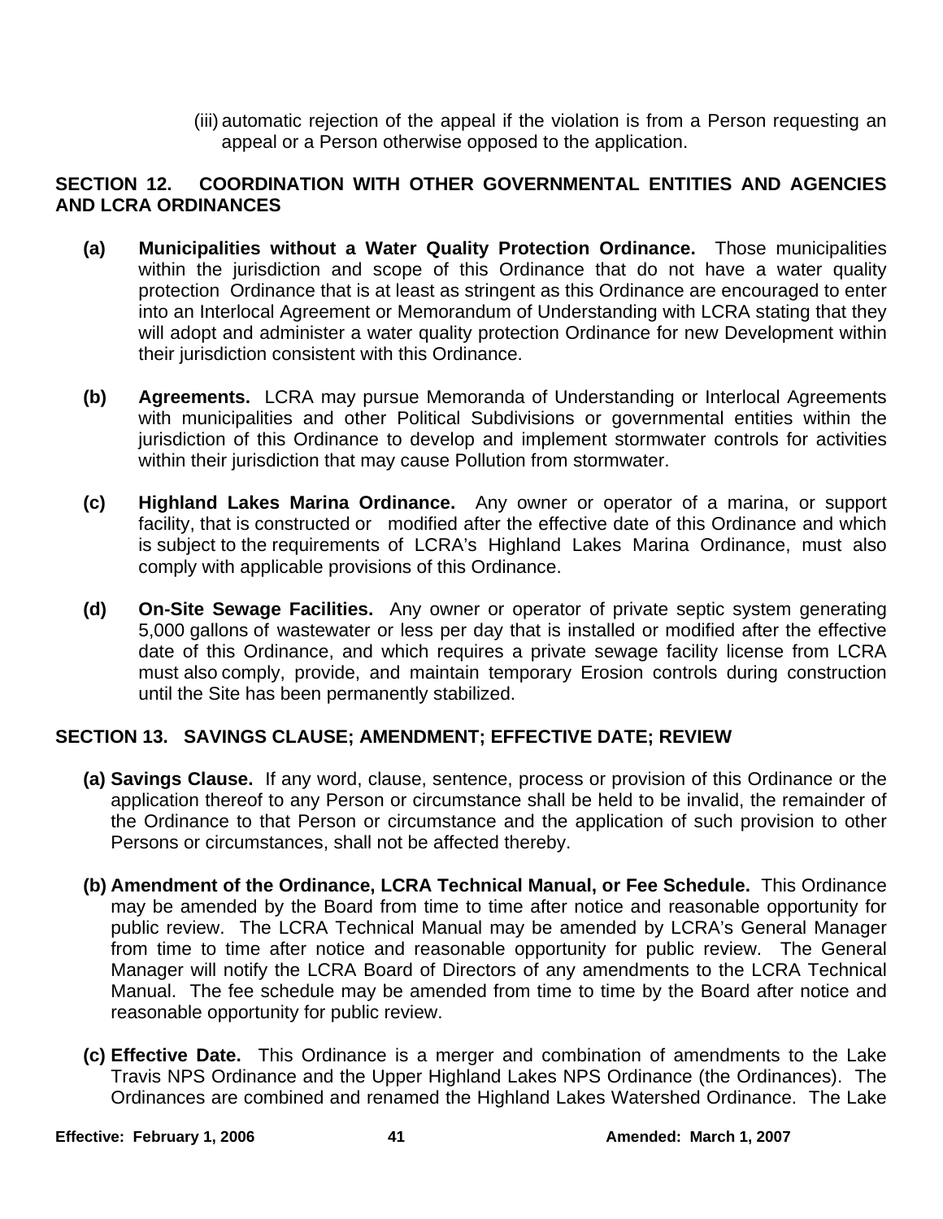(iii) automatic rejection of the appeal if the violation is from a Person requesting an appeal or a Person otherwise opposed to the application.

## SECTION 12. COORDINATION WITH OTHER GOVERNMENTAL ENTITIES AND AGENCIES AND LCRA ORDINANCES

**(a) Municipalities without a Water Quality Protection Ordinance.** Those municipalities within the jurisdiction and scope of this Ordinance that do not have a water quality protection Ordinance that is at least as stringent as this Ordinance are encouraged to enter into an Interlocal Agreement or Memorandum of Understanding with LCRA stating that they will adopt and administer a water quality protection Ordinance for new Development within their jurisdiction consistent with this Ordinance.

**(b) Agreements.** LCRA may pursue Memoranda of Understanding or Interlocal Agreements with municipalities and other Political Subdivisions or governmental entities within the jurisdiction of this Ordinance to develop and implement stormwater controls for activities within their jurisdiction that may cause Pollution from stormwater.

**(c) Highland Lakes Marina Ordinance.** Any owner or operator of a marina, or support facility, that is constructed or modified after the effective date of this Ordinance and which is subject to the requirements of LCRA's Highland Lakes Marina Ordinance, must also comply with applicable provisions of this Ordinance.

**(d) On-Site Sewage Facilities.** Any owner or operator of private septic system generating 5,000 gallons of wastewater or less per day that is installed or modified after the effective date of this Ordinance, and which requires a private sewage facility license from LCRA must also comply, provide, and maintain temporary Erosion controls during construction until the Site has been permanently stabilized.

## SECTION 13. SAVINGS CLAUSE; AMENDMENT; EFFECTIVE DATE; REVIEW

**(a) Savings Clause.** If any word, clause, sentence, process or provision of this Ordinance or the application thereof to any Person or circumstance shall be held to be invalid, the remainder of the Ordinance to that Person or circumstance and the application of such provision to other Persons or circumstances, shall not be affected thereby.

**(b) Amendment of the Ordinance, LCRA Technical Manual, or Fee Schedule.** This Ordinance may be amended by the Board from time to time after notice and reasonable opportunity for public review. The LCRA Technical Manual may be amended by LCRA's General Manager from time to time after notice and reasonable opportunity for public review. The General Manager will notify the LCRA Board of Directors of any amendments to the LCRA Technical Manual. The fee schedule may be amended from time to time by the Board after notice and reasonable opportunity for public review.

**(c) Effective Date.** This Ordinance is a merger and combination of amendments to the Lake Travis NPS Ordinance and the Upper Highland Lakes NPS Ordinance (the Ordinances). The Ordinances are combined and renamed the Highland Lakes Watershed Ordinance. The Lake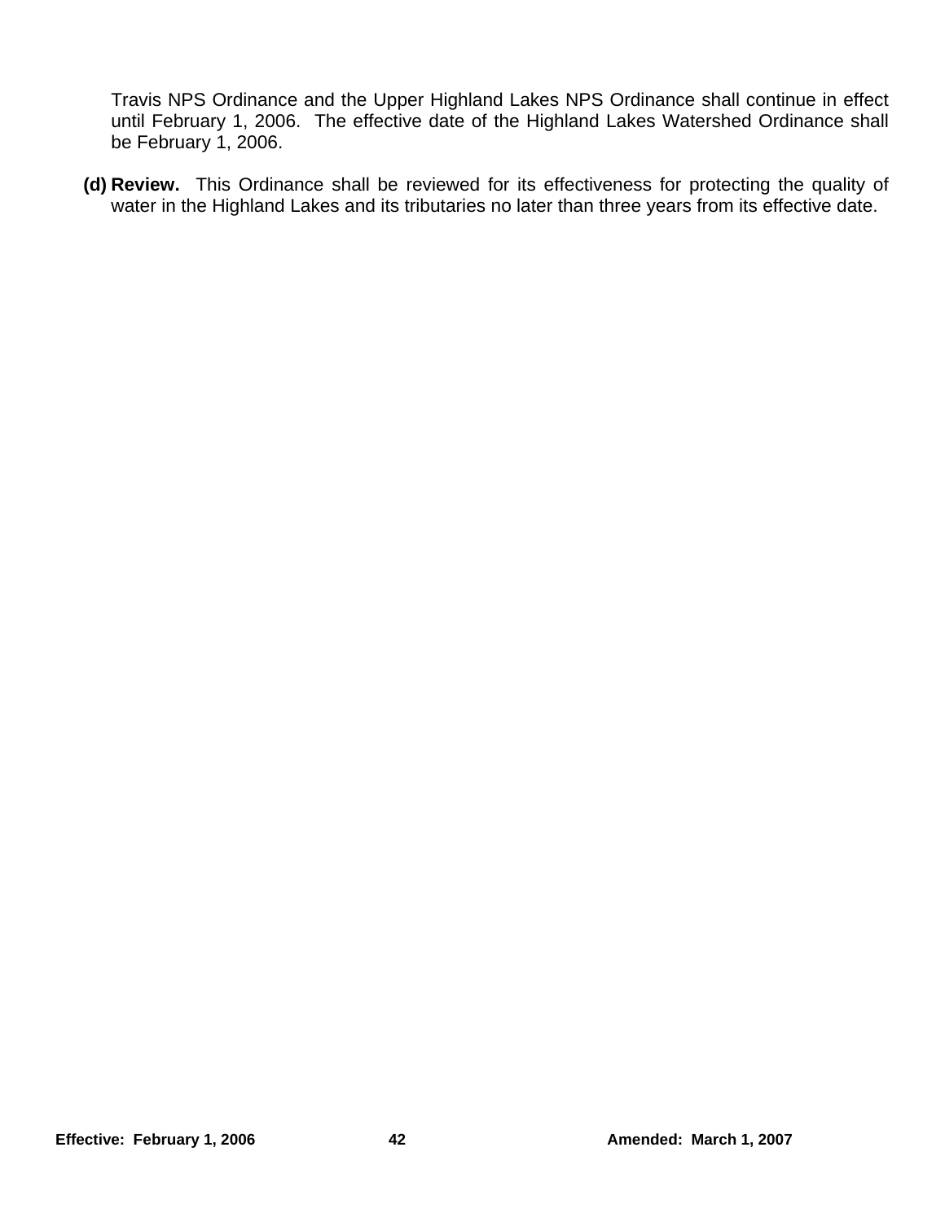Travis NPS Ordinance and the Upper Highland Lakes NPS Ordinance shall continue in effect until February 1, 2006. The effective date of the Highland Lakes Watershed Ordinance shall be February 1, 2006.

**(d) Review.** This Ordinance shall be reviewed for its effectiveness for protecting the quality of water in the Highland Lakes and its tributaries no later than three years from its effective date.